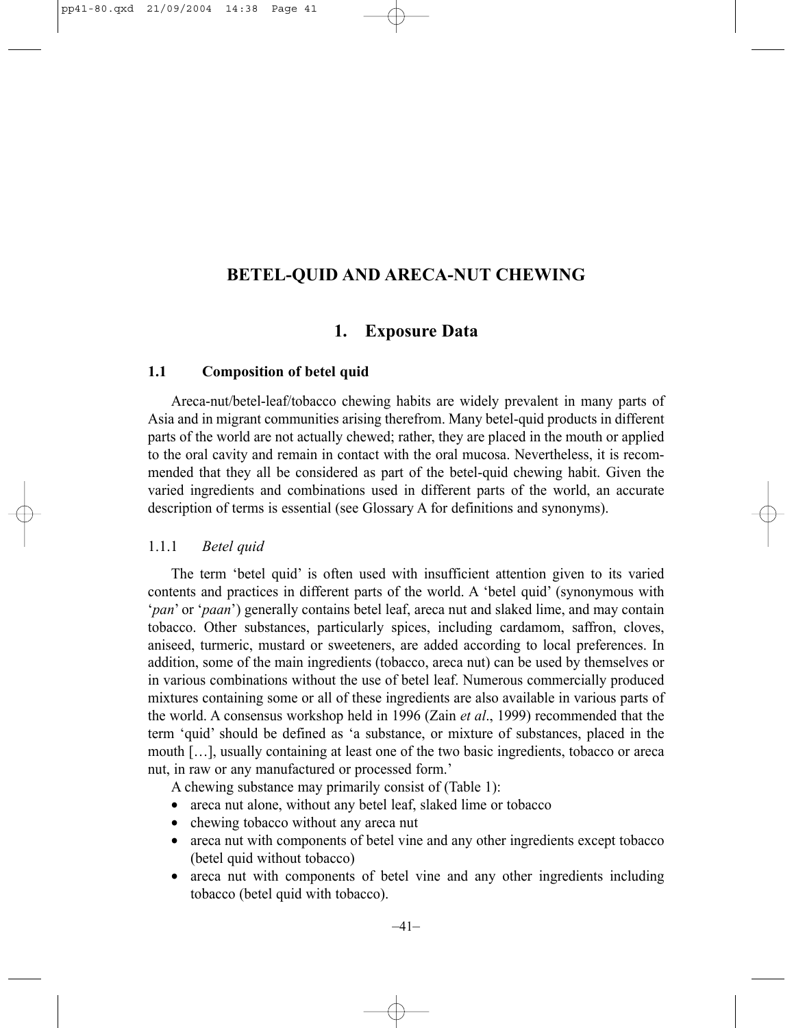# BETEL-QUID AND ARECA-NUT CHEWING

## 1. Exposure Data

### 1.1 Composition of betel quid

Areca-nut/betel-leaf/tobacco chewing habits are widely prevalent in many parts of Asia and in migrant communities arising therefrom. Many betel-quid products in different parts of the world are not actually chewed; rather, they are placed in the mouth or applied to the oral cavity and remain in contact with the oral mucosa. Nevertheless, it is recommended that they all be considered as part of the betel-quid chewing habit. Given the varied ingredients and combinations used in different parts of the world, an accurate description of terms is essential (see Glossary A for definitions and synonyms).

#### 1.1.1 *Betel quid*

The term 'betel quid' is often used with insufficient attention given to its varied contents and practices in different parts of the world. A 'betel quid' (synonymous with '*pan*' or '*paan*') generally contains betel leaf, areca nut and slaked lime, and may contain tobacco. Other substances, particularly spices, including cardamom, saffron, cloves, aniseed, turmeric, mustard or sweeteners, are added according to local preferences. In addition, some of the main ingredients (tobacco, areca nut) can be used by themselves or in various combinations without the use of betel leaf. Numerous commercially produced mixtures containing some or all of these ingredients are also available in various parts of the world. A consensus workshop held in 1996 (Zain *et al*., 1999) recommended that the term 'quid' should be defined as 'a substance, or mixture of substances, placed in the mouth […], usually containing at least one of the two basic ingredients, tobacco or areca nut, in raw or any manufactured or processed form.'

A chewing substance may primarily consist of (Table 1):

- areca nut alone, without any betel leaf, slaked lime or tobacco
- chewing tobacco without any areca nut
- areca nut with components of betel vine and any other ingredients except tobacco (betel quid without tobacco)
- areca nut with components of betel vine and any other ingredients including tobacco (betel quid with tobacco).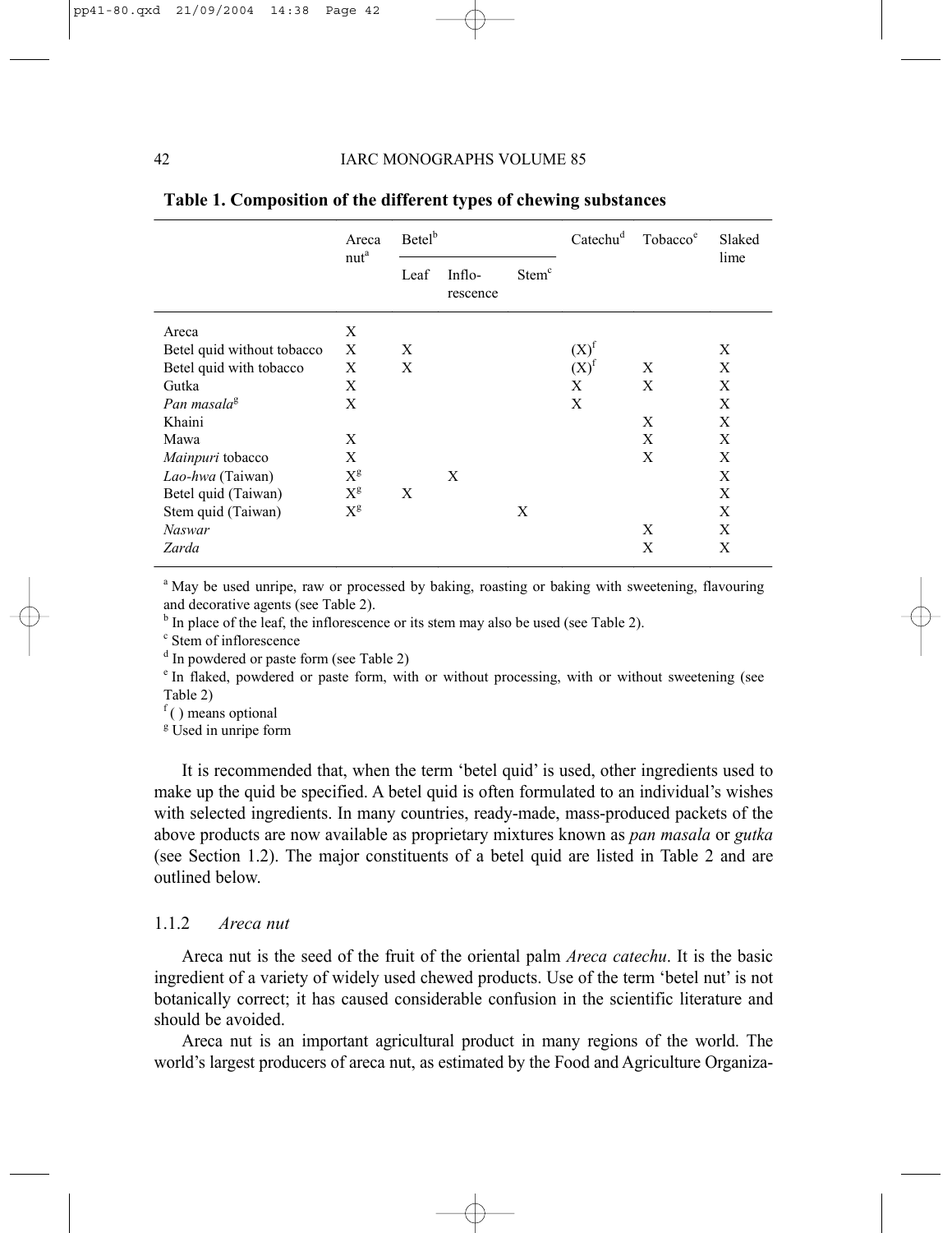**Table 1. Composition of the different types of chewing substances**

| | Areca nut[a] | Betel[b] | | | Catechu[d] | Tobacco[e] | Slaked lime |
|---|---|---|---|---|---|---|---|
| | | Leaf | Inflo-rescence | Stem[c] | | | |
| Areca | X | | | | | | |
| Betel quid without tobacco | X | X | | | (X)[f] | | X |
| Betel quid with tobacco | X | X | | | (X)[f] | X | X |
| Gutka | X | | | | X | X | X |
| *Pan masala*[g] | X | | | | X | | X |
| Khaini | | | | | | X | X |
| Mawa | X | | | | | X | X |
| *Mainpuri* tobacco | X | | | | | X | X |
| *Lao-hwa* (Taiwan) | X[g] | | X | | | | X |
| Betel quid (Taiwan) | X[g] | X | | | | | X |
| Stem quid (Taiwan) | X[g] | | | X | | | X |
| *Naswar* | | | | | | X | X |
| *Zarda* | | | | | | X | X |

[a] May be used unripe, raw or processed by baking, roasting or baking with sweetening, flavouring and decorative agents (see Table 2).
[b] In place of the leaf, the inflorescence or its stem may also be used (see Table 2).
[c] Stem of inflorescence
[d] In powdered or paste form (see Table 2)
[e] In flaked, powdered or paste form, with or without processing, with or without sweetening (see Table 2)
[f] ( ) means optional
[g] Used in unripe form

It is recommended that, when the term 'betel quid' is used, other ingredients used to make up the quid be specified. A betel quid is often formulated to an individual's wishes with selected ingredients. In many countries, ready-made, mass-produced packets of the above products are now available as proprietary mixtures known as *pan masala* or *gutka* (see Section 1.2). The major constituents of a betel quid are listed in Table 2 and are outlined below.

### 1.1.2 *Areca nut*

Areca nut is the seed of the fruit of the oriental palm *Areca catechu*. It is the basic ingredient of a variety of widely used chewed products. Use of the term 'betel nut' is not botanically correct; it has caused considerable confusion in the scientific literature and should be avoided.

Areca nut is an important agricultural product in many regions of the world. The world's largest producers of areca nut, as estimated by the Food and Agriculture Organiza-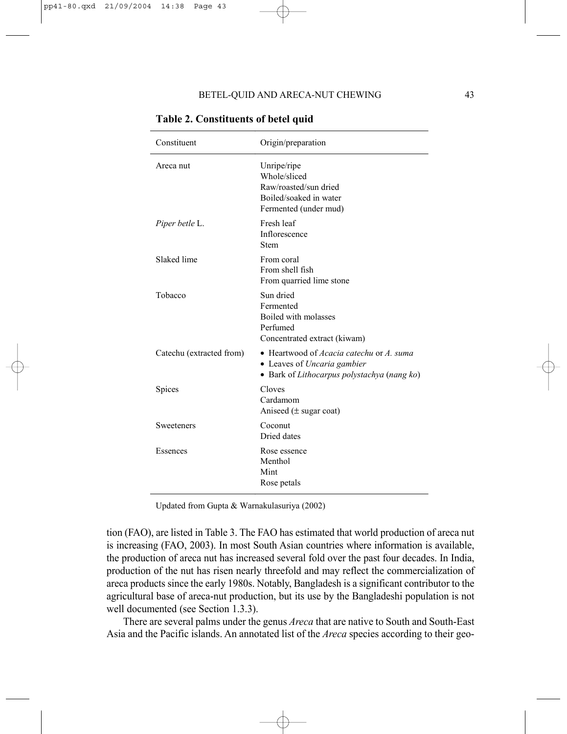**Table 2. Constituents of betel quid**

| Constituent | Origin/preparation |
|---|---|
| Areca nut | Unripe/ripe<br>Whole/sliced<br>Raw/roasted/sun dried<br>Boiled/soaked in water<br>Fermented (under mud) |
| *Piper betle* L. | Fresh leaf<br>Inflorescence<br>Stem |
| Slaked lime | From coral<br>From shell fish<br>From quarried lime stone |
| Tobacco | Sun dried<br>Fermented<br>Boiled with molasses<br>Perfumed<br>Concentrated extract (kiwam) |
| Catechu (extracted from) | • Heartwood of *Acacia catechu* or *A. suma*<br>• Leaves of *Uncaria gambier*<br>• Bark of *Lithocarpus polystachya* (*nang ko*) |
| Spices | Cloves<br>Cardamom<br>Aniseed (± sugar coat) |
| Sweeteners | Coconut<br>Dried dates |
| Essences | Rose essence<br>Menthol<br>Mint<br>Rose petals |

Updated from Gupta & Warnakulasuriya (2002)

tion (FAO), are listed in Table 3. The FAO has estimated that world production of areca nut is increasing (FAO, 2003). In most South Asian countries where information is available, the production of areca nut has increased several fold over the past four decades. In India, production of the nut has risen nearly threefold and may reflect the commercialization of areca products since the early 1980s. Notably, Bangladesh is a significant contributor to the agricultural base of areca-nut production, but its use by the Bangladeshi population is not well documented (see Section 1.3.3).

There are several palms under the genus *Areca* that are native to South and South-East Asia and the Pacific islands. An annotated list of the *Areca* species according to their geo-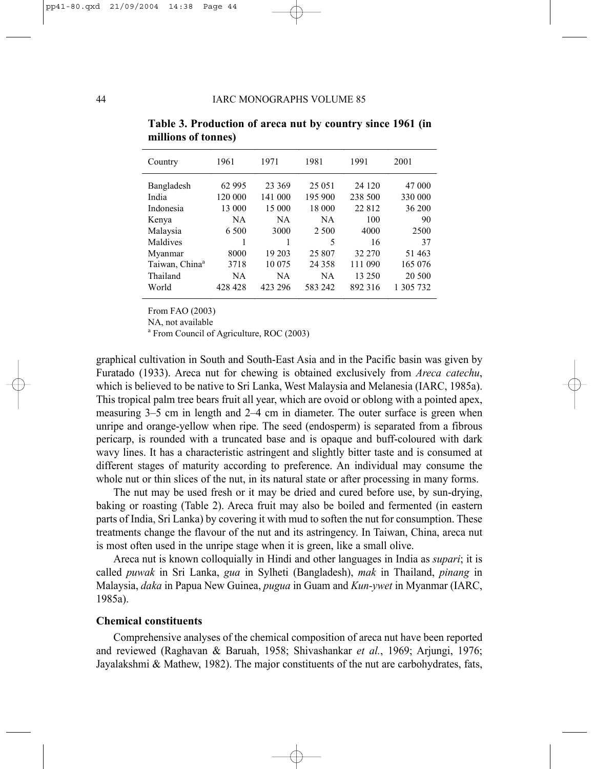**Table 3. Production of areca nut by country since 1961 (in millions of tonnes)**

| Country | 1961 | 1971 | 1981 | 1991 | 2001 |
|---|---|---|---|---|---|
| Bangladesh | 62 995 | 23 369 | 25 051 | 24 120 | 47 000 |
| India | 120 000 | 141 000 | 195 900 | 238 500 | 330 000 |
| Indonesia | 13 000 | 15 000 | 18 000 | 22 812 | 36 200 |
| Kenya | NA | NA | NA | 100 | 90 |
| Malaysia | 6 500 | 3000 | 2 500 | 4000 | 2500 |
| Maldives | 1 | 1 | 5 | 16 | 37 |
| Myanmar | 8000 | 19 203 | 25 807 | 32 270 | 51 463 |
| Taiwan, China[a] | 3718 | 10 075 | 24 358 | 111 090 | 165 076 |
| Thailand | NA | NA | NA | 13 250 | 20 500 |
| World | 428 428 | 423 296 | 583 242 | 892 316 | 1 305 732 |

From FAO (2003)

NA, not available

[a] From Council of Agriculture, ROC (2003)

graphical cultivation in South and South-East Asia and in the Pacific basin was given by Furatado (1933). Areca nut for chewing is obtained exclusively from *Areca catechu*, which is believed to be native to Sri Lanka, West Malaysia and Melanesia (IARC, 1985a). This tropical palm tree bears fruit all year, which are ovoid or oblong with a pointed apex, measuring 3–5 cm in length and 2–4 cm in diameter. The outer surface is green when unripe and orange-yellow when ripe. The seed (endosperm) is separated from a fibrous pericarp, is rounded with a truncated base and is opaque and buff-coloured with dark wavy lines. It has a characteristic astringent and slightly bitter taste and is consumed at different stages of maturity according to preference. An individual may consume the whole nut or thin slices of the nut, in its natural state or after processing in many forms.

The nut may be used fresh or it may be dried and cured before use, by sun-drying, baking or roasting (Table 2). Areca fruit may also be boiled and fermented (in eastern parts of India, Sri Lanka) by covering it with mud to soften the nut for consumption. These treatments change the flavour of the nut and its astringency. In Taiwan, China, areca nut is most often used in the unripe stage when it is green, like a small olive.

Areca nut is known colloquially in Hindi and other languages in India as *supari*; it is called *puwak* in Sri Lanka, *gua* in Sylheti (Bangladesh), *mak* in Thailand, *pinang* in Malaysia, *daka* in Papua New Guinea, *pugua* in Guam and *Kun-ywet* in Myanmar (IARC, 1985a).

### Chemical constituents

Comprehensive analyses of the chemical composition of areca nut have been reported and reviewed (Raghavan & Baruah, 1958; Shivashankar *et al.*, 1969; Arjungi, 1976; Jayalakshmi & Mathew, 1982). The major constituents of the nut are carbohydrates, fats,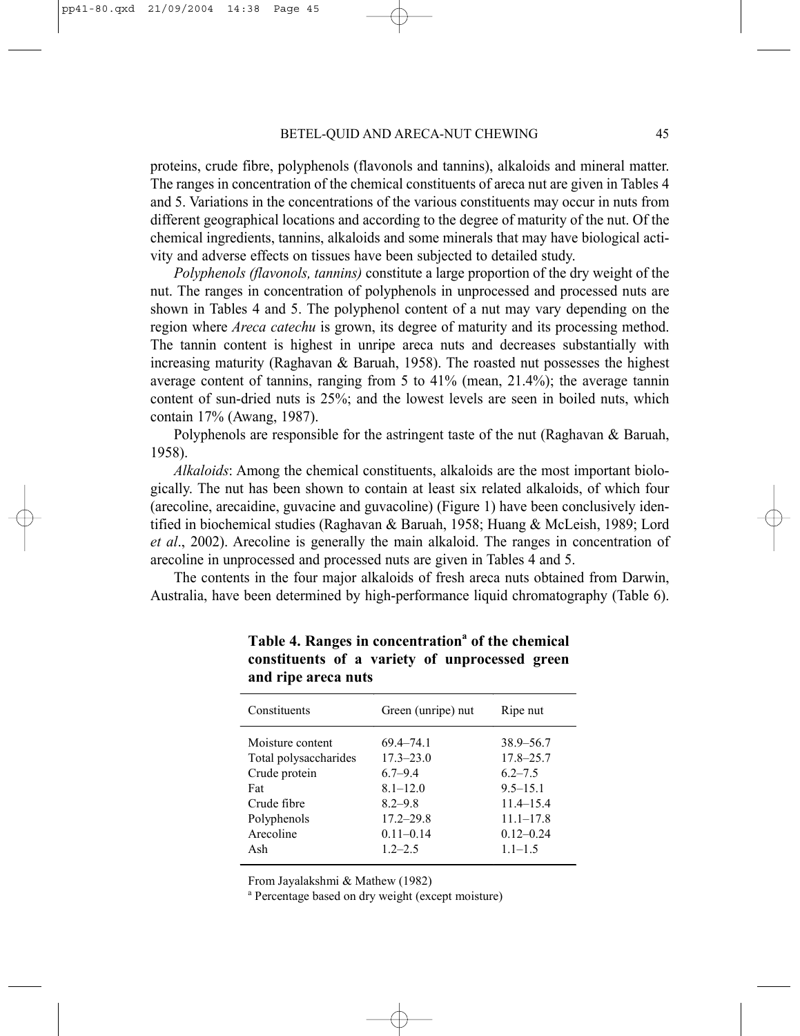proteins, crude fibre, polyphenols (flavonols and tannins), alkaloids and mineral matter. The ranges in concentration of the chemical constituents of areca nut are given in Tables 4 and 5. Variations in the concentrations of the various constituents may occur in nuts from different geographical locations and according to the degree of maturity of the nut. Of the chemical ingredients, tannins, alkaloids and some minerals that may have biological activity and adverse effects on tissues have been subjected to detailed study.

*Polyphenols (flavonols, tannins)* constitute a large proportion of the dry weight of the nut. The ranges in concentration of polyphenols in unprocessed and processed nuts are shown in Tables 4 and 5. The polyphenol content of a nut may vary depending on the region where *Areca catechu* is grown, its degree of maturity and its processing method. The tannin content is highest in unripe areca nuts and decreases substantially with increasing maturity (Raghavan & Baruah, 1958). The roasted nut possesses the highest average content of tannins, ranging from 5 to 41% (mean, 21.4%); the average tannin content of sun-dried nuts is 25%; and the lowest levels are seen in boiled nuts, which contain 17% (Awang, 1987).

Polyphenols are responsible for the astringent taste of the nut (Raghavan & Baruah, 1958).

*Alkaloids*: Among the chemical constituents, alkaloids are the most important biologically. The nut has been shown to contain at least six related alkaloids, of which four (arecoline, arecaidine, guvacine and guvacoline) (Figure 1) have been conclusively identified in biochemical studies (Raghavan & Baruah, 1958; Huang & McLeish, 1989; Lord *et al*., 2002). Arecoline is generally the main alkaloid. The ranges in concentration of arecoline in unprocessed and processed nuts are given in Tables 4 and 5.

The contents in the four major alkaloids of fresh areca nuts obtained from Darwin, Australia, have been determined by high-performance liquid chromatography (Table 6).

**Table 4. Ranges in concentration[a] of the chemical constituents of a variety of unprocessed green and ripe areca nuts**

| Constituents | Green (unripe) nut | Ripe nut |
|---|---|---|
| Moisture content | 69.4–74.1 | 38.9–56.7 |
| Total polysaccharides | 17.3–23.0 | 17.8–25.7 |
| Crude protein | 6.7–9.4 | 6.2–7.5 |
| Fat | 8.1–12.0 | 9.5–15.1 |
| Crude fibre | 8.2–9.8 | 11.4–15.4 |
| Polyphenols | 17.2–29.8 | 11.1–17.8 |
| Arecoline | 0.11–0.14 | 0.12–0.24 |
| Ash | 1.2–2.5 | 1.1–1.5 |

From Jayalakshmi & Mathew (1982)

[a] Percentage based on dry weight (except moisture)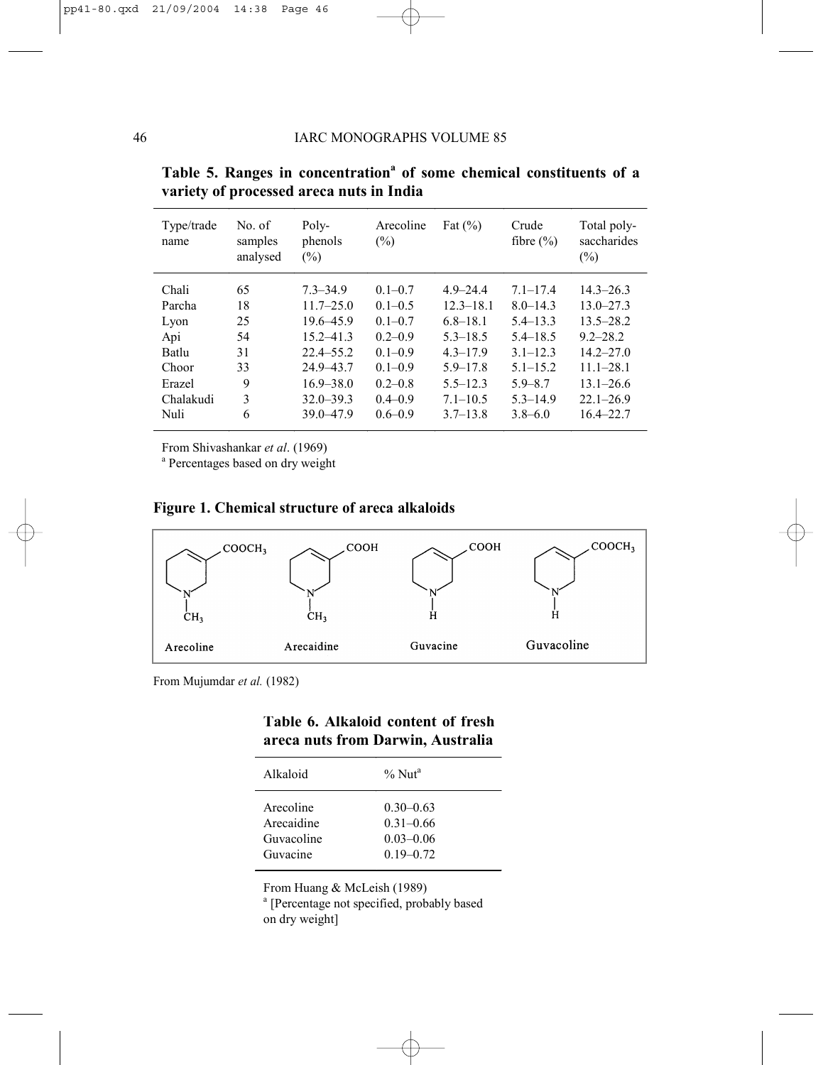**Table 5. Ranges in concentration[a] of some chemical constituents of a variety of processed areca nuts in India**

| Type/trade name | No. of samples analysed | Poly-phenols (%) | Arecoline (%) | Fat (%) | Crude fibre (%) | Total poly-saccharides (%) |
|---|---|---|---|---|---|---|
| Chali | 65 | 7.3–34.9 | 0.1–0.7 | 4.9–24.4 | 7.1–17.4 | 14.3–26.3 |
| Parcha | 18 | 11.7–25.0 | 0.1–0.5 | 12.3–18.1 | 8.0–14.3 | 13.0–27.3 |
| Lyon | 25 | 19.6–45.9 | 0.1–0.7 | 6.8–18.1 | 5.4–13.3 | 13.5–28.2 |
| Api | 54 | 15.2–41.3 | 0.2–0.9 | 5.3–18.5 | 5.4–18.5 | 9.2–28.2 |
| Batlu | 31 | 22.4–55.2 | 0.1–0.9 | 4.3–17.9 | 3.1–12.3 | 14.2–27.0 |
| Choor | 33 | 24.9–43.7 | 0.1–0.9 | 5.9–17.8 | 5.1–15.2 | 11.1–28.1 |
| Erazel | 9 | 16.9–38.0 | 0.2–0.8 | 5.5–12.3 | 5.9–8.7 | 13.1–26.6 |
| Chalakudi | 3 | 32.0–39.3 | 0.4–0.9 | 7.1–10.5 | 5.3–14.9 | 22.1–26.9 |
| Nuli | 6 | 39.0–47.9 | 0.6–0.9 | 3.7–13.8 | 3.8–6.0 | 16.4–22.7 |

From Shivashankar *et al*. (1969)
[a] Percentages based on dry weight

**Figure 1. Chemical structure of areca alkaloids**

Arecoline ($COOCH_3$, $N$–$CH_3$) — Arecaidine ($COOH$, $N$–$CH_3$) — Guvacine ($COOH$, $N$–$H$) — Guvacoline ($COOCH_3$, $N$–$H$)

From Mujumdar *et al.* (1982)

**Table 6. Alkaloid content of fresh areca nuts from Darwin, Australia**

| Alkaloid | % Nut[a] |
|---|---|
| Arecoline | 0.30–0.63 |
| Arecaidine | 0.31–0.66 |
| Guvacoline | 0.03–0.06 |
| Guvacine | 0.19–0.72 |

From Huang & McLeish (1989)
[a] [Percentage not specified, probably based on dry weight]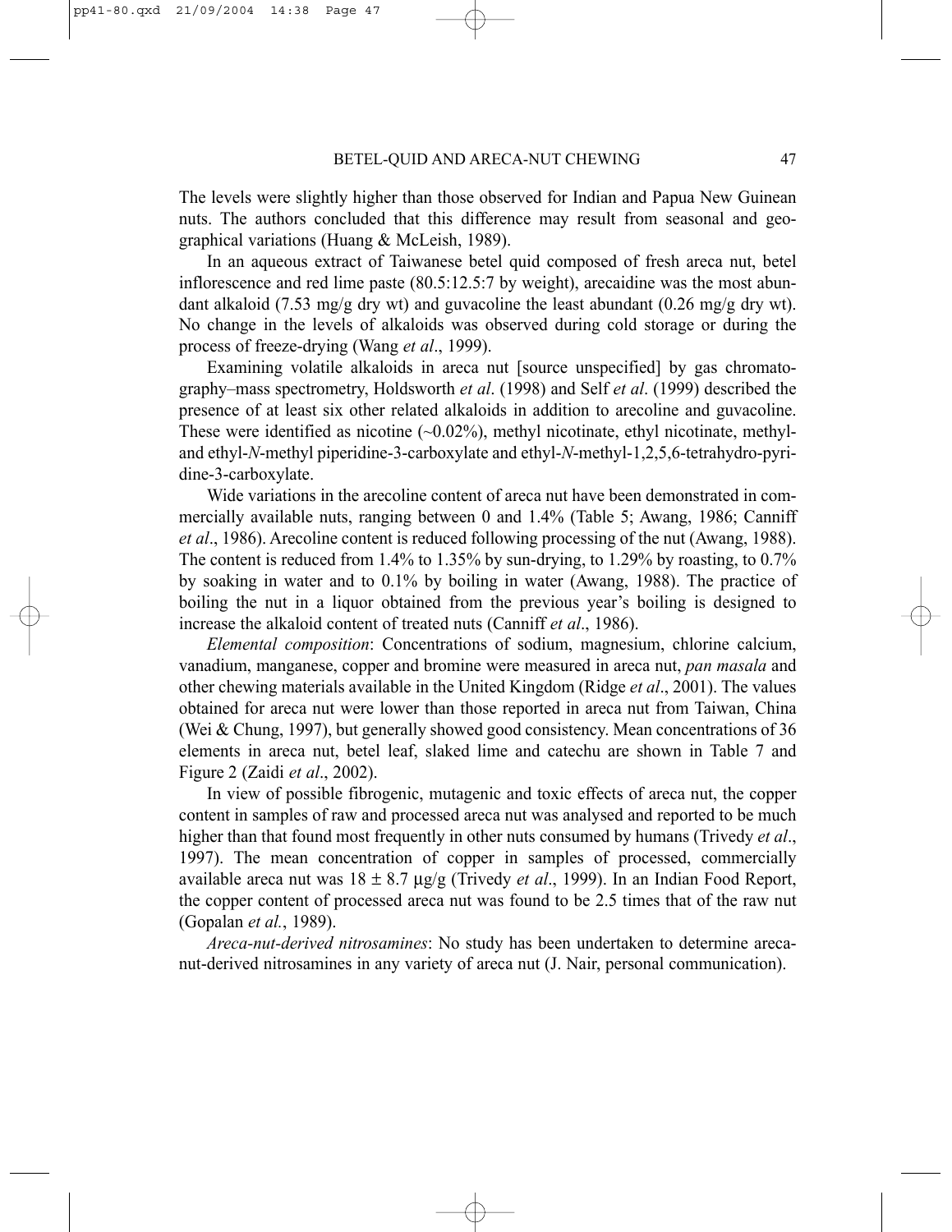The levels were slightly higher than those observed for Indian and Papua New Guinean nuts. The authors concluded that this difference may result from seasonal and geographical variations (Huang & McLeish, 1989).

In an aqueous extract of Taiwanese betel quid composed of fresh areca nut, betel inflorescence and red lime paste (80.5:12.5:7 by weight), arecaidine was the most abundant alkaloid (7.53 mg/g dry wt) and guvacoline the least abundant (0.26 mg/g dry wt). No change in the levels of alkaloids was observed during cold storage or during the process of freeze-drying (Wang *et al*., 1999).

Examining volatile alkaloids in areca nut [source unspecified] by gas chromatography–mass spectrometry, Holdsworth *et al*. (1998) and Self *et al*. (1999) described the presence of at least six other related alkaloids in addition to arecoline and guvacoline. These were identified as nicotine (~0.02%), methyl nicotinate, ethyl nicotinate, methyl- and ethyl-*N*-methyl piperidine-3-carboxylate and ethyl-*N*-methyl-1,2,5,6-tetrahydro-pyridine-3-carboxylate.

Wide variations in the arecoline content of areca nut have been demonstrated in commercially available nuts, ranging between 0 and 1.4% (Table 5; Awang, 1986; Canniff *et al*., 1986). Arecoline content is reduced following processing of the nut (Awang, 1988). The content is reduced from 1.4% to 1.35% by sun-drying, to 1.29% by roasting, to 0.7% by soaking in water and to 0.1% by boiling in water (Awang, 1988). The practice of boiling the nut in a liquor obtained from the previous year's boiling is designed to increase the alkaloid content of treated nuts (Canniff *et al*., 1986).

*Elemental composition*: Concentrations of sodium, magnesium, chlorine calcium, vanadium, manganese, copper and bromine were measured in areca nut, *pan masala* and other chewing materials available in the United Kingdom (Ridge *et al*., 2001). The values obtained for areca nut were lower than those reported in areca nut from Taiwan, China (Wei & Chung, 1997), but generally showed good consistency. Mean concentrations of 36 elements in areca nut, betel leaf, slaked lime and catechu are shown in Table 7 and Figure 2 (Zaidi *et al*., 2002).

In view of possible fibrogenic, mutagenic and toxic effects of areca nut, the copper content in samples of raw and processed areca nut was analysed and reported to be much higher than that found most frequently in other nuts consumed by humans (Trivedy *et al*., 1997). The mean concentration of copper in samples of processed, commercially available areca nut was $18 \pm 8.7$ µg/g (Trivedy *et al*., 1999). In an Indian Food Report, the copper content of processed areca nut was found to be 2.5 times that of the raw nut (Gopalan *et al.*, 1989).

*Areca-nut-derived nitrosamines*: No study has been undertaken to determine areca-nut-derived nitrosamines in any variety of areca nut (J. Nair, personal communication).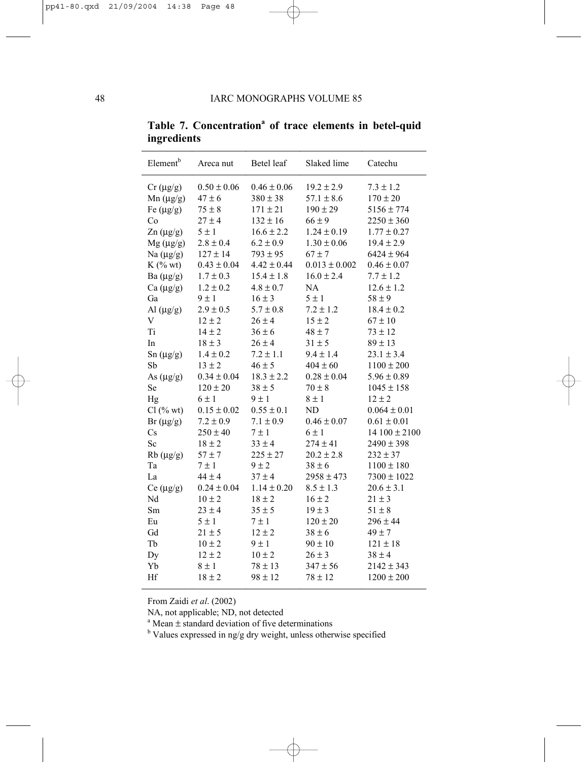**Table 7. Concentration[a] of trace elements in betel-quid ingredients**

| Element[b] | Areca nut | Betel leaf | Slaked lime | Catechu |
|---|---|---|---|---|
| Cr (μg/g) | 0.50 ± 0.06 | 0.46 ± 0.06 | 19.2 ± 2.9 | 7.3 ± 1.2 |
| Mn (μg/g) | 47 ± 6 | 380 ± 38 | 57.1 ± 8.6 | 170 ± 20 |
| Fe (μg/g) | 75 ± 8 | 171 ± 21 | 190 ± 29 | 5156 ± 774 |
| Co | 27 ± 4 | 132 ± 16 | 66 ± 9 | 2250 ± 360 |
| Zn (μg/g) | 5 ± 1 | 16.6 ± 2.2 | 1.24 ± 0.19 | 1.77 ± 0.27 |
| Mg (μg/g) | 2.8 ± 0.4 | 6.2 ± 0.9 | 1.30 ± 0.06 | 19.4 ± 2.9 |
| Na (μg/g) | 127 ± 14 | 793 ± 95 | 67 ± 7 | 6424 ± 964 |
| K (% wt) | 0.43 ± 0.04 | 4.42 ± 0.44 | 0.013 ± 0.002 | 0.46 ± 0.07 |
| Ba (μg/g) | 1.7 ± 0.3 | 15.4 ± 1.8 | 16.0 ± 2.4 | 7.7 ± 1.2 |
| Ca (μg/g) | 1.2 ± 0.2 | 4.8 ± 0.7 | NA | 12.6 ± 1.2 |
| Ga | 9 ± 1 | 16 ± 3 | 5 ± 1 | 58 ± 9 |
| Al (μg/g) | 2.9 ± 0.5 | 5.7 ± 0.8 | 7.2 ± 1.2 | 18.4 ± 0.2 |
| V | 12 ± 2 | 26 ± 4 | 15 ± 2 | 67 ± 10 |
| Ti | 14 ± 2 | 36 ± 6 | 48 ± 7 | 73 ± 12 |
| In | 18 ± 3 | 26 ± 4 | 31 ± 5 | 89 ± 13 |
| Sn (μg/g) | 1.4 ± 0.2 | 7.2 ± 1.1 | 9.4 ± 1.4 | 23.1 ± 3.4 |
| Sb | 13 ± 2 | 46 ± 5 | 404 ± 60 | 1100 ± 200 |
| As (μg/g) | 0.34 ± 0.04 | 18.3 ± 2.2 | 0.28 ± 0.04 | 5.96 ± 0.89 |
| Se | 120 ± 20 | 38 ± 5 | 70 ± 8 | 1045 ± 158 |
| Hg | 6 ± 1 | 9 ± 1 | 8 ± 1 | 12 ± 2 |
| Cl (% wt) | 0.15 ± 0.02 | 0.55 ± 0.1 | ND | 0.064 ± 0.01 |
| Br (μg/g) | 7.2 ± 0.9 | 7.1 ± 0.9 | 0.46 ± 0.07 | 0.61 ± 0.01 |
| Cs | 250 ± 40 | 7 ± 1 | 6 ± 1 | 14 100 ± 2100 |
| Sc | 18 ± 2 | 33 ± 4 | 274 ± 41 | 2490 ± 398 |
| Rb (μg/g) | 57 ± 7 | 225 ± 27 | 20.2 ± 2.8 | 232 ± 37 |
| Ta | 7 ± 1 | 9 ± 2 | 38 ± 6 | 1100 ± 180 |
| La | 44 ± 4 | 37 ± 4 | 2958 ± 473 | 7300 ± 1022 |
| Ce (μg/g) | 0.24 ± 0.04 | 1.14 ± 0.20 | 8.5 ± 1.3 | 20.6 ± 3.1 |
| Nd | 10 ± 2 | 18 ± 2 | 16 ± 2 | 21 ± 3 |
| Sm | 23 ± 4 | 35 ± 5 | 19 ± 3 | 51 ± 8 |
| Eu | 5 ± 1 | 7 ± 1 | 120 ± 20 | 296 ± 44 |
| Gd | 21 ± 5 | 12 ± 2 | 38 ± 6 | 49 ± 7 |
| Tb | 10 ± 2 | 9 ± 1 | 90 ± 10 | 121 ± 18 |
| Dy | 12 ± 2 | 10 ± 2 | 26 ± 3 | 38 ± 4 |
| Yb | 8 ± 1 | 78 ± 13 | 347 ± 56 | 2142 ± 343 |
| Hf | 18 ± 2 | 98 ± 12 | 78 ± 12 | 1200 ± 200 |

From Zaidi *et al*. (2002)

NA, not applicable; ND, not detected

[a] Mean ± standard deviation of five determinations

[b] Values expressed in ng/g dry weight, unless otherwise specified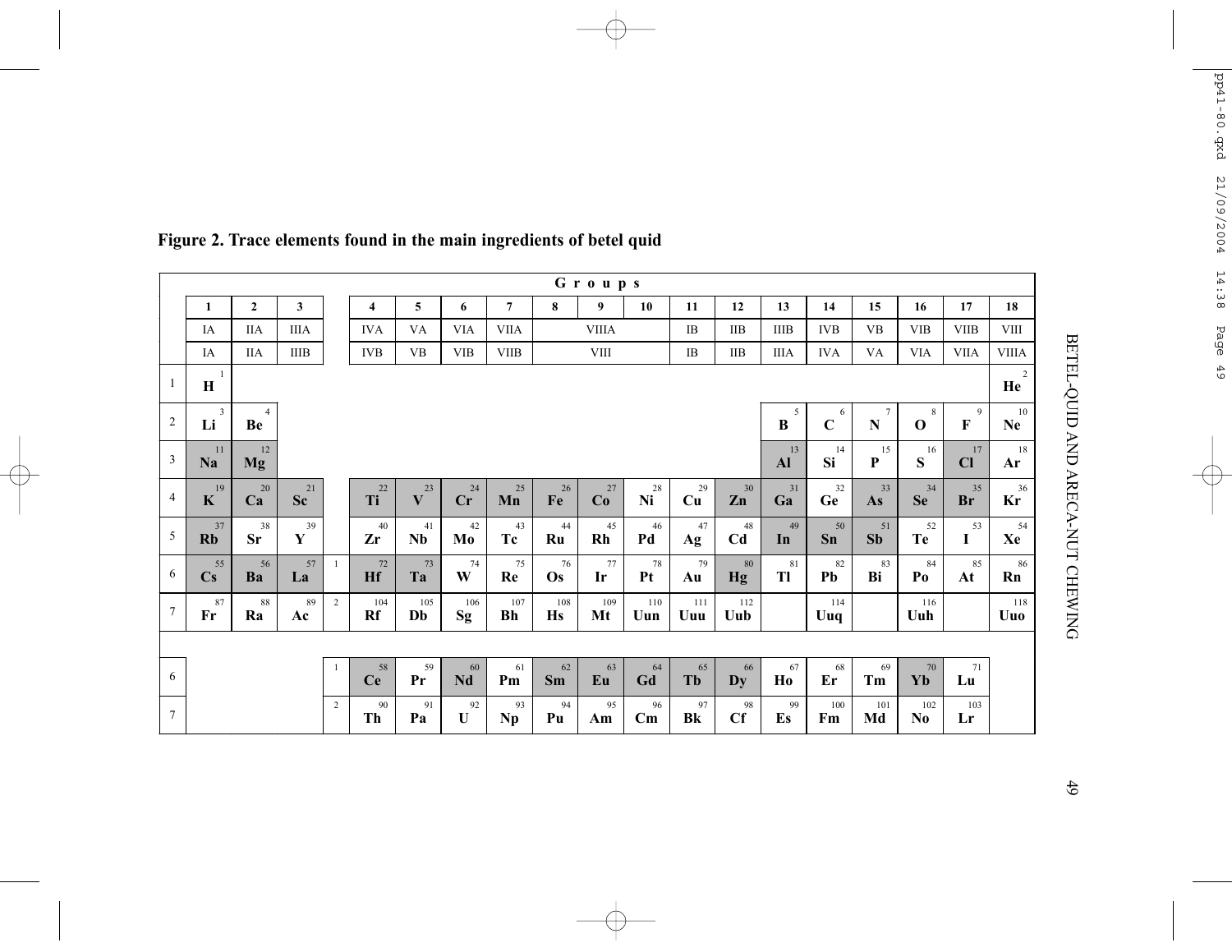**Figure 2. Trace elements found in the main ingredients of betel quid**

| | Groups | | | | | | | | | | | | | | | | | | |
|---|---|---|---|---|---|---|---|---|---|---|---|---|---|---|---|---|---|---|---|
| | **1** | **2** | **3** | | **4** | **5** | **6** | **7** | **8** | **9** | **10** | **11** | **12** | **13** | **14** | **15** | **16** | **17** | **18** |
| | IA | IIA | IIIA | | IVA | VA | VIA | VIIA | VIIIA | | | IB | IIB | IIIB | IVB | VB | VIB | VIIB | VIII |
| | IA | IIA | IIIB | | IVB | VB | VIB | VIIB | VIII | | | IB | IIB | IIIA | IVA | VA | VIA | VIIA | VIIIA |
| 1 | 1 **H** | | | | | | | | | | | | | | | | | | 2 **He** |
| 2 | 3 **Li** | 4 **Be** | | | | | | | | | | | | 5 **B** | 6 **C** | 7 **N** | 8 **O** | 9 **F** | 10 **Ne** |
| 3 | 11 **Na** | 12 **Mg** | | | | | | | | | | | | 13 **Al** | 14 **Si** | 15 **P** | 16 **S** | 17 **Cl** | 18 **Ar** |
| 4 | 19 **K** | 20 **Ca** | 21 **Sc** | | 22 **Ti** | 23 **V** | 24 **Cr** | 25 **Mn** | 26 **Fe** | 27 **Co** | 28 **Ni** | 29 **Cu** | 30 **Zn** | 31 **Ga** | 32 **Ge** | 33 **As** | 34 **Se** | 35 **Br** | 36 **Kr** |
| 5 | 37 **Rb** | 38 **Sr** | 39 **Y** | | 40 **Zr** | 41 **Nb** | 42 **Mo** | 43 **Tc** | 44 **Ru** | 45 **Rh** | 46 **Pd** | 47 **Ag** | 48 **Cd** | 49 **In** | 50 **Sn** | 51 **Sb** | 52 **Te** | 53 **I** | 54 **Xe** |
| 6 | 55 **Cs** | 56 **Ba** | 57 **La** | 1 | 72 **Hf** | 73 **Ta** | 74 **W** | 75 **Re** | 76 **Os** | 77 **Ir** | 78 **Pt** | 79 **Au** | 80 **Hg** | 81 **Tl** | 82 **Pb** | 83 **Bi** | 84 **Po** | 85 **At** | 86 **Rn** |
| 7 | 87 **Fr** | 88 **Ra** | 89 **Ac** | 2 | 104 **Rf** | 105 **Db** | 106 **Sg** | 107 **Bh** | 108 **Hs** | 109 **Mt** | 110 **Uun** | 111 **Uuu** | 112 **Uub** | | 114 **Uuq** | | 116 **Uuh** | | 118 **Uuo** |
| | | | | | | | | | | | | | | | | | | | |
| 6 | | | | 1 | 58 **Ce** | 59 **Pr** | 60 **Nd** | 61 **Pm** | 62 **Sm** | 63 **Eu** | 64 **Gd** | 65 **Tb** | 66 **Dy** | 67 **Ho** | 68 **Er** | 69 **Tm** | 70 **Yb** | 71 **Lu** | |
| 7 | | | | 2 | 90 **Th** | 91 **Pa** | 92 **U** | 93 **Np** | 94 **Pu** | 95 **Am** | 96 **Cm** | 97 **Bk** | 98 **Cf** | 99 **Es** | 100 **Fm** | 101 **Md** | 102 **No** | 103 **Lr** | |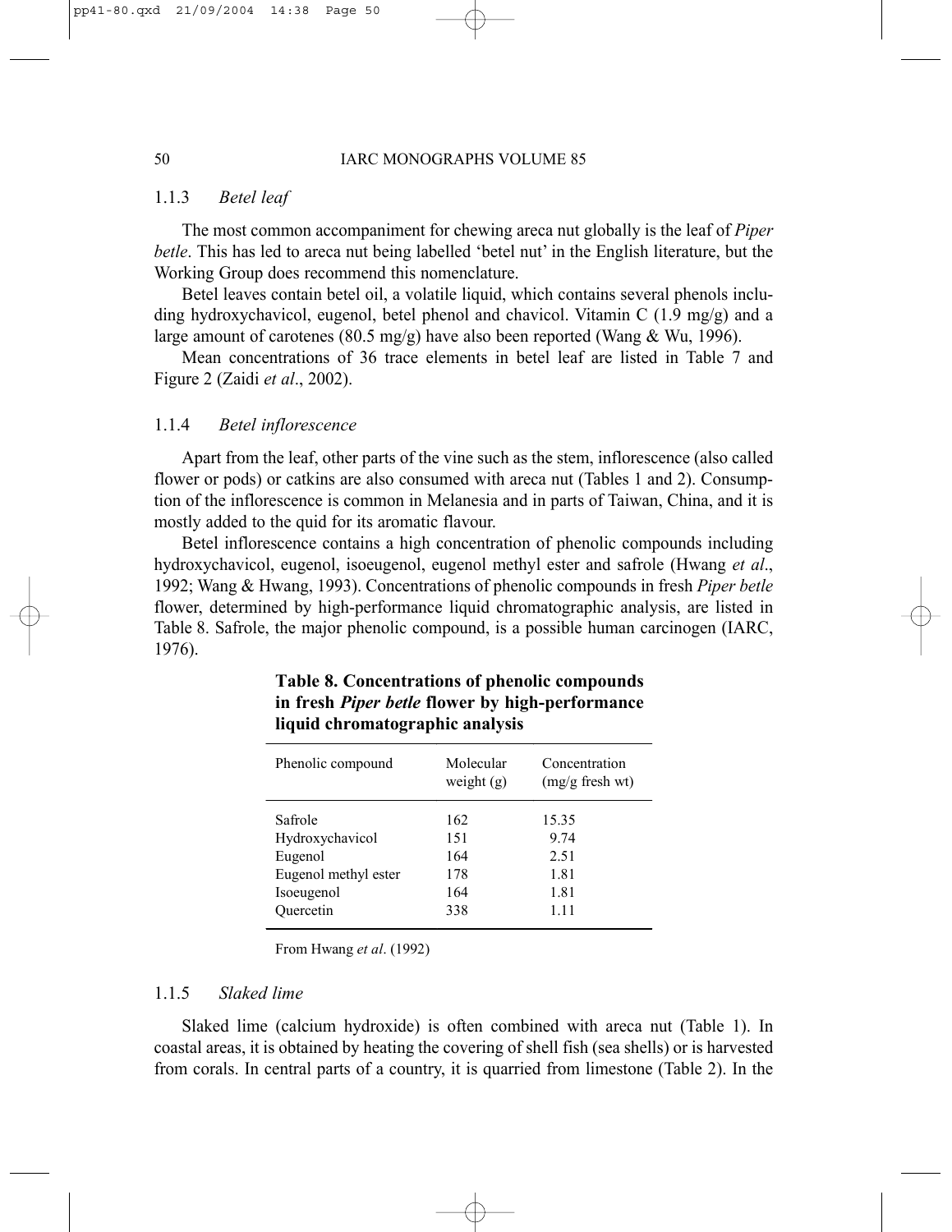### 1.1.3 *Betel leaf*

The most common accompaniment for chewing areca nut globally is the leaf of *Piper betle*. This has led to areca nut being labelled 'betel nut' in the English literature, but the Working Group does recommend this nomenclature.

Betel leaves contain betel oil, a volatile liquid, which contains several phenols including hydroxychavicol, eugenol, betel phenol and chavicol. Vitamin C (1.9 mg/g) and a large amount of carotenes (80.5 mg/g) have also been reported (Wang & Wu, 1996).

Mean concentrations of 36 trace elements in betel leaf are listed in Table 7 and Figure 2 (Zaidi *et al*., 2002).

### 1.1.4 *Betel inflorescence*

Apart from the leaf, other parts of the vine such as the stem, inflorescence (also called flower or pods) or catkins are also consumed with areca nut (Tables 1 and 2). Consumption of the inflorescence is common in Melanesia and in parts of Taiwan, China, and it is mostly added to the quid for its aromatic flavour.

Betel inflorescence contains a high concentration of phenolic compounds including hydroxychavicol, eugenol, isoeugenol, eugenol methyl ester and safrole (Hwang *et al*., 1992; Wang & Hwang, 1993). Concentrations of phenolic compounds in fresh *Piper betle* flower, determined by high-performance liquid chromatographic analysis, are listed in Table 8. Safrole, the major phenolic compound, is a possible human carcinogen (IARC, 1976).

**Table 8. Concentrations of phenolic compounds in fresh *Piper betle* flower by high-performance liquid chromatographic analysis**

| Phenolic compound | Molecular weight (g) | Concentration (mg/g fresh wt) |
|---|---|---|
| Safrole | 162 | 15.35 |
| Hydroxychavicol | 151 | 9.74 |
| Eugenol | 164 | 2.51 |
| Eugenol methyl ester | 178 | 1.81 |
| Isoeugenol | 164 | 1.81 |
| Quercetin | 338 | 1.11 |

From Hwang *et al*. (1992)

### 1.1.5 *Slaked lime*

Slaked lime (calcium hydroxide) is often combined with areca nut (Table 1). In coastal areas, it is obtained by heating the covering of shell fish (sea shells) or is harvested from corals. In central parts of a country, it is quarried from limestone (Table 2). In the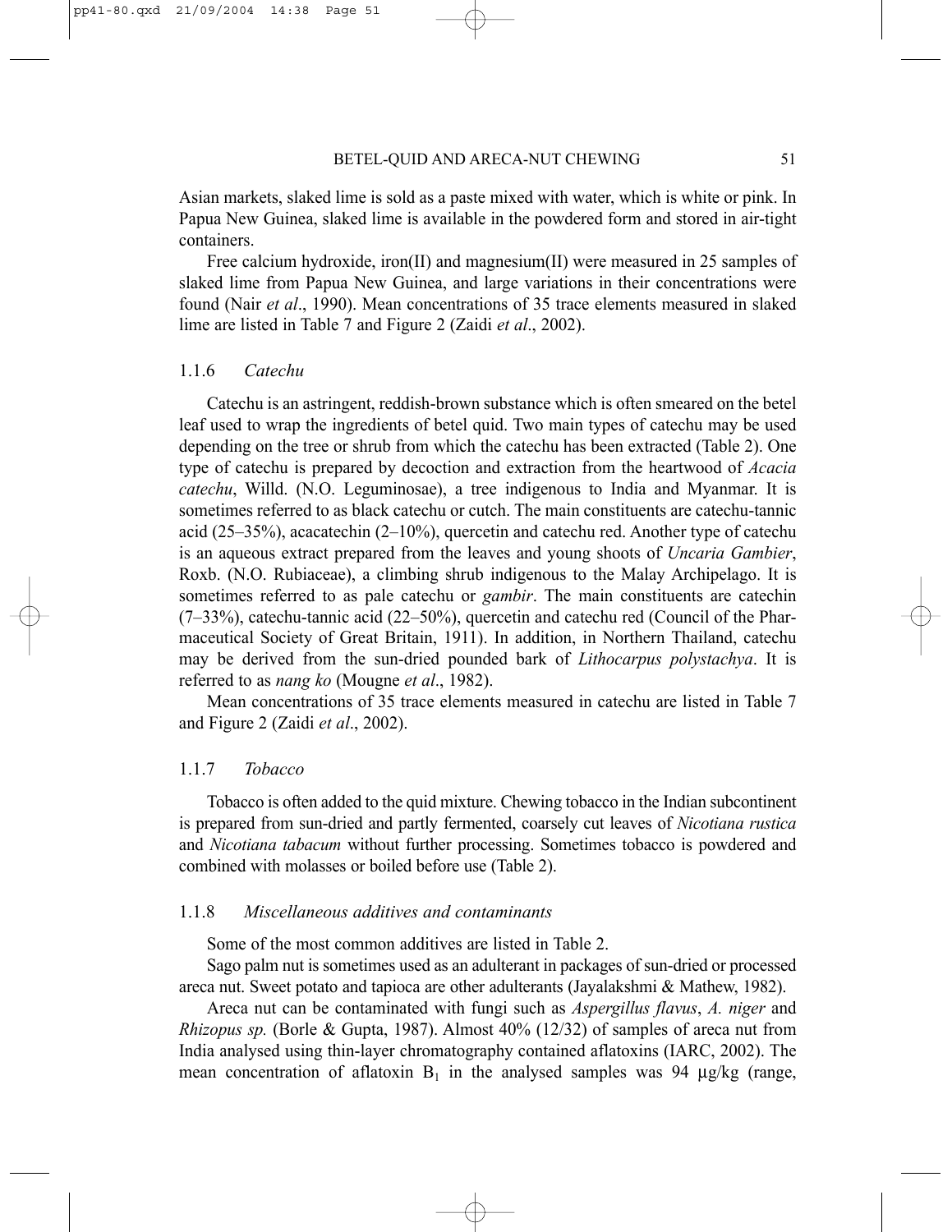Asian markets, slaked lime is sold as a paste mixed with water, which is white or pink. In Papua New Guinea, slaked lime is available in the powdered form and stored in air-tight containers.

Free calcium hydroxide, iron(II) and magnesium(II) were measured in 25 samples of slaked lime from Papua New Guinea, and large variations in their concentrations were found (Nair *et al*., 1990). Mean concentrations of 35 trace elements measured in slaked lime are listed in Table 7 and Figure 2 (Zaidi *et al*., 2002).

### 1.1.6 *Catechu*

Catechu is an astringent, reddish-brown substance which is often smeared on the betel leaf used to wrap the ingredients of betel quid. Two main types of catechu may be used depending on the tree or shrub from which the catechu has been extracted (Table 2). One type of catechu is prepared by decoction and extraction from the heartwood of *Acacia catechu*, Willd. (N.O. Leguminosae), a tree indigenous to India and Myanmar. It is sometimes referred to as black catechu or cutch. The main constituents are catechu-tannic acid (25–35%), acacatechin (2–10%), quercetin and catechu red. Another type of catechu is an aqueous extract prepared from the leaves and young shoots of *Uncaria Gambier*, Roxb. (N.O. Rubiaceae), a climbing shrub indigenous to the Malay Archipelago. It is sometimes referred to as pale catechu or *gambir*. The main constituents are catechin (7–33%), catechu-tannic acid (22–50%), quercetin and catechu red (Council of the Pharmaceutical Society of Great Britain, 1911). In addition, in Northern Thailand, catechu may be derived from the sun-dried pounded bark of *Lithocarpus polystachya*. It is referred to as *nang ko* (Mougne *et al*., 1982).

Mean concentrations of 35 trace elements measured in catechu are listed in Table 7 and Figure 2 (Zaidi *et al*., 2002).

### 1.1.7 *Tobacco*

Tobacco is often added to the quid mixture. Chewing tobacco in the Indian subcontinent is prepared from sun-dried and partly fermented, coarsely cut leaves of *Nicotiana rustica* and *Nicotiana tabacum* without further processing. Sometimes tobacco is powdered and combined with molasses or boiled before use (Table 2).

### 1.1.8 *Miscellaneous additives and contaminants*

Some of the most common additives are listed in Table 2.

Sago palm nut is sometimes used as an adulterant in packages of sun-dried or processed areca nut. Sweet potato and tapioca are other adulterants (Jayalakshmi & Mathew, 1982).

Areca nut can be contaminated with fungi such as *Aspergillus flavus*, *A. niger* and *Rhizopus sp.* (Borle & Gupta, 1987). Almost 40% (12/32) of samples of areca nut from India analysed using thin-layer chromatography contained aflatoxins (IARC, 2002). The mean concentration of aflatoxin $B_1$ in the analysed samples was 94 μg/kg (range,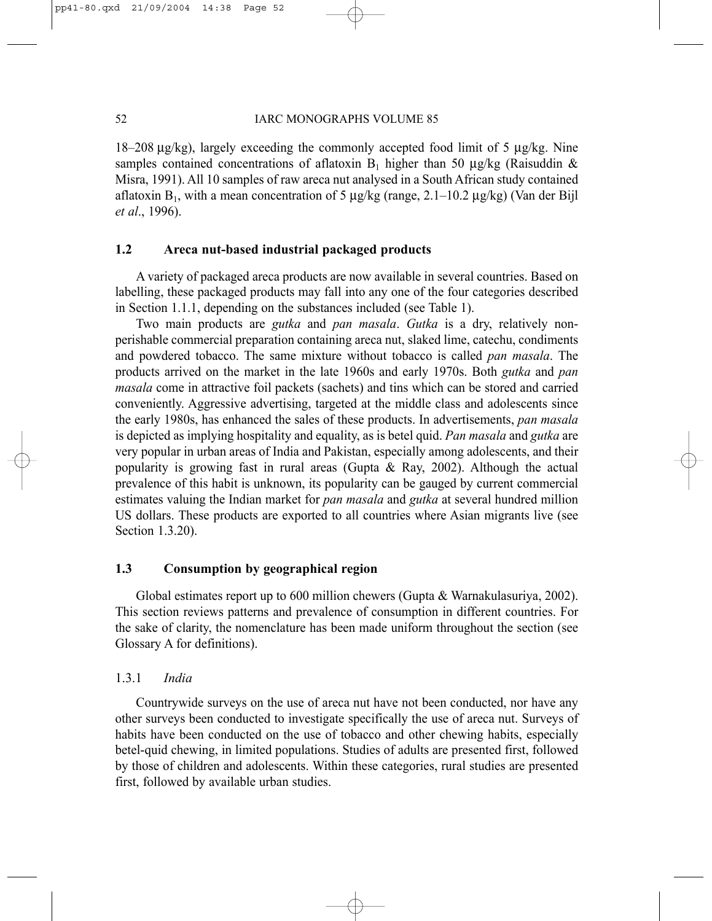18–208 µg/kg), largely exceeding the commonly accepted food limit of 5 µg/kg. Nine samples contained concentrations of aflatoxin $B_1$ higher than 50 µg/kg (Raisuddin & Misra, 1991). All 10 samples of raw areca nut analysed in a South African study contained aflatoxin $B_1$, with a mean concentration of 5 µg/kg (range, 2.1–10.2 µg/kg) (Van der Bijl *et al*., 1996).

## 1.2 Areca nut-based industrial packaged products

A variety of packaged areca products are now available in several countries. Based on labelling, these packaged products may fall into any one of the four categories described in Section 1.1.1, depending on the substances included (see Table 1).

Two main products are *gutka* and *pan masala*. *Gutka* is a dry, relatively non-perishable commercial preparation containing areca nut, slaked lime, catechu, condiments and powdered tobacco. The same mixture without tobacco is called *pan masala*. The products arrived on the market in the late 1960s and early 1970s. Both *gutka* and *pan masala* come in attractive foil packets (sachets) and tins which can be stored and carried conveniently. Aggressive advertising, targeted at the middle class and adolescents since the early 1980s, has enhanced the sales of these products. In advertisements, *pan masala* is depicted as implying hospitality and equality, as is betel quid. *Pan masala* and *gutka* are very popular in urban areas of India and Pakistan, especially among adolescents, and their popularity is growing fast in rural areas (Gupta & Ray, 2002). Although the actual prevalence of this habit is unknown, its popularity can be gauged by current commercial estimates valuing the Indian market for *pan masala* and *gutka* at several hundred million US dollars. These products are exported to all countries where Asian migrants live (see Section 1.3.20).

## 1.3 Consumption by geographical region

Global estimates report up to 600 million chewers (Gupta & Warnakulasuriya, 2002). This section reviews patterns and prevalence of consumption in different countries. For the sake of clarity, the nomenclature has been made uniform throughout the section (see Glossary A for definitions).

### 1.3.1 *India*

Countrywide surveys on the use of areca nut have not been conducted, nor have any other surveys been conducted to investigate specifically the use of areca nut. Surveys of habits have been conducted on the use of tobacco and other chewing habits, especially betel-quid chewing, in limited populations. Studies of adults are presented first, followed by those of children and adolescents. Within these categories, rural studies are presented first, followed by available urban studies.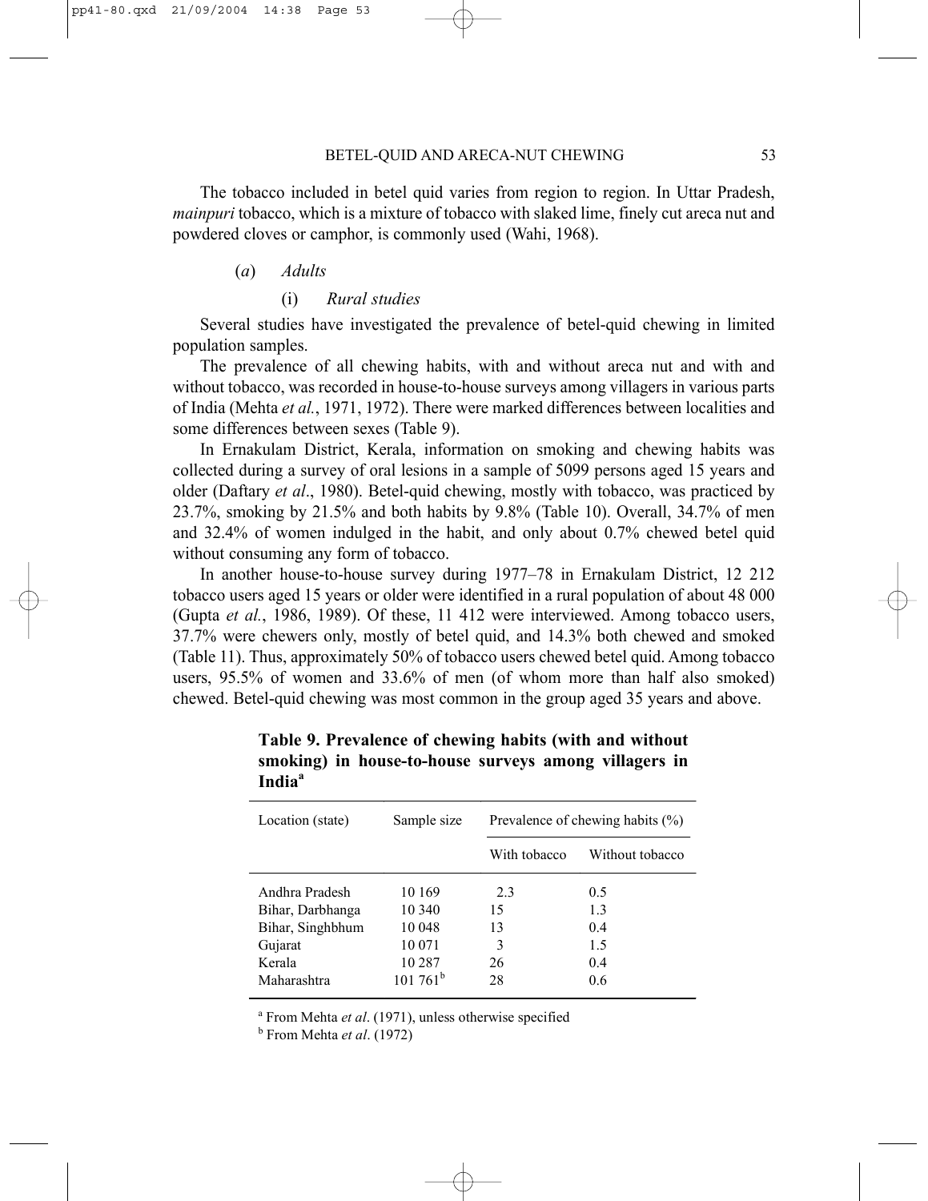The tobacco included in betel quid varies from region to region. In Uttar Pradesh, *mainpuri* tobacco, which is a mixture of tobacco with slaked lime, finely cut areca nut and powdered cloves or camphor, is commonly used (Wahi, 1968).

(*a*) *Adults*

(i) *Rural studies*

Several studies have investigated the prevalence of betel-quid chewing in limited population samples.

The prevalence of all chewing habits, with and without areca nut and with and without tobacco, was recorded in house-to-house surveys among villagers in various parts of India (Mehta *et al.*, 1971, 1972). There were marked differences between localities and some differences between sexes (Table 9).

In Ernakulam District, Kerala, information on smoking and chewing habits was collected during a survey of oral lesions in a sample of 5099 persons aged 15 years and older (Daftary *et al*., 1980). Betel-quid chewing, mostly with tobacco, was practiced by 23.7%, smoking by 21.5% and both habits by 9.8% (Table 10). Overall, 34.7% of men and 32.4% of women indulged in the habit, and only about 0.7% chewed betel quid without consuming any form of tobacco.

In another house-to-house survey during 1977–78 in Ernakulam District, 12 212 tobacco users aged 15 years or older were identified in a rural population of about 48 000 (Gupta *et al.*, 1986, 1989). Of these, 11 412 were interviewed. Among tobacco users, 37.7% were chewers only, mostly of betel quid, and 14.3% both chewed and smoked (Table 11). Thus, approximately 50% of tobacco users chewed betel quid. Among tobacco users, 95.5% of women and 33.6% of men (of whom more than half also smoked) chewed. Betel-quid chewing was most common in the group aged 35 years and above.

**Table 9. Prevalence of chewing habits (with and without smoking) in house-to-house surveys among villagers in India[a]**

| Location (state) | Sample size | Prevalence of chewing habits (%) | |
|---|---|---|---|
| | | With tobacco | Without tobacco |
| Andhra Pradesh | 10 169 | 2.3 | 0.5 |
| Bihar, Darbhanga | 10 340 | 15 | 1.3 |
| Bihar, Singhbhum | 10 048 | 13 | 0.4 |
| Gujarat | 10 071 | 3 | 1.5 |
| Kerala | 10 287 | 26 | 0.4 |
| Maharashtra | 101 761[b] | 28 | 0.6 |

[a] From Mehta *et al*. (1971), unless otherwise specified

[b] From Mehta *et al*. (1972)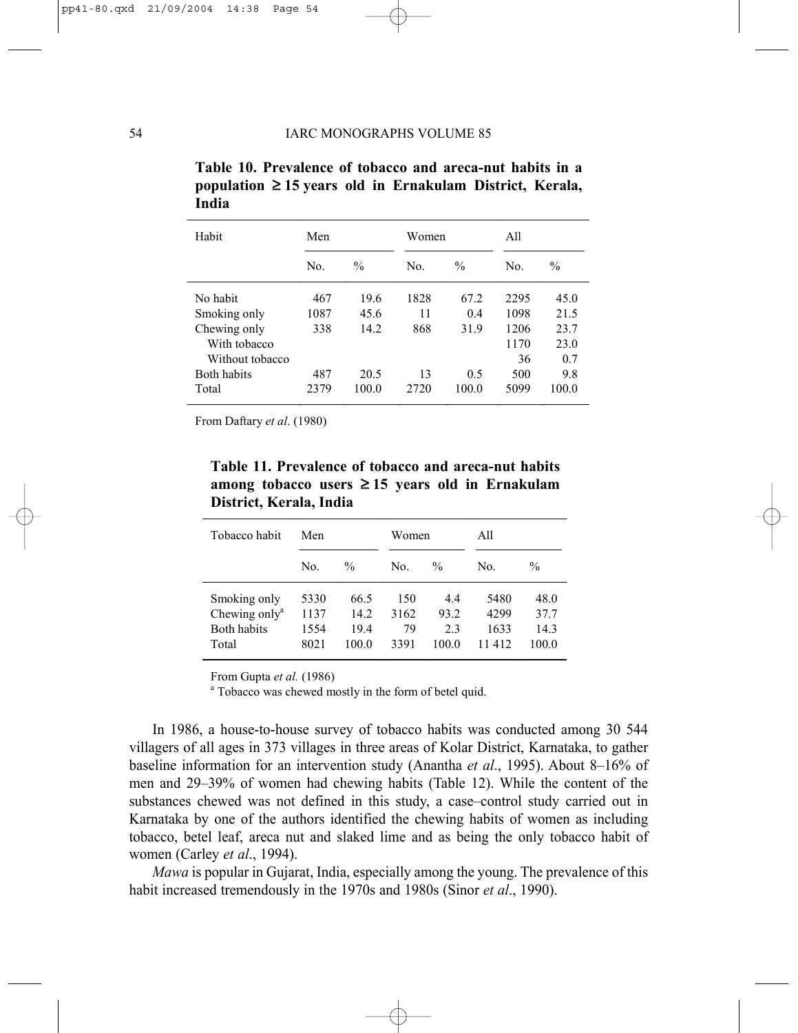**Table 10. Prevalence of tobacco and areca-nut habits in a population ≥ 15 years old in Ernakulam District, Kerala, India**

| Habit | Men | | Women | | All | |
|---|---|---|---|---|---|---|
| | No. | % | No. | % | No. | % |
| No habit | 467 | 19.6 | 1828 | 67.2 | 2295 | 45.0 |
| Smoking only | 1087 | 45.6 | 11 | 0.4 | 1098 | 21.5 |
| Chewing only | 338 | 14.2 | 868 | 31.9 | 1206 | 23.7 |
| With tobacco | | | | | 1170 | 23.0 |
| Without tobacco | | | | | 36 | 0.7 |
| Both habits | 487 | 20.5 | 13 | 0.5 | 500 | 9.8 |
| Total | 2379 | 100.0 | 2720 | 100.0 | 5099 | 100.0 |

From Daftary *et al*. (1980)

**Table 11. Prevalence of tobacco and areca-nut habits among tobacco users ≥ 15 years old in Ernakulam District, Kerala, India**

| Tobacco habit | Men | | Women | | All | |
|---|---|---|---|---|---|---|
| | No. | % | No. | % | No. | % |
| Smoking only | 5330 | 66.5 | 150 | 4.4 | 5480 | 48.0 |
| Chewing only[a] | 1137 | 14.2 | 3162 | 93.2 | 4299 | 37.7 |
| Both habits | 1554 | 19.4 | 79 | 2.3 | 1633 | 14.3 |
| Total | 8021 | 100.0 | 3391 | 100.0 | 11 412 | 100.0 |

From Gupta *et al.* (1986)
[a] Tobacco was chewed mostly in the form of betel quid.

In 1986, a house-to-house survey of tobacco habits was conducted among 30 544 villagers of all ages in 373 villages in three areas of Kolar District, Karnataka, to gather baseline information for an intervention study (Anantha *et al*., 1995). About 8–16% of men and 29–39% of women had chewing habits (Table 12). While the content of the substances chewed was not defined in this study, a case–control study carried out in Karnataka by one of the authors identified the chewing habits of women as including tobacco, betel leaf, areca nut and slaked lime and as being the only tobacco habit of women (Carley *et al*., 1994).

*Mawa* is popular in Gujarat, India, especially among the young. The prevalence of this habit increased tremendously in the 1970s and 1980s (Sinor *et al*., 1990).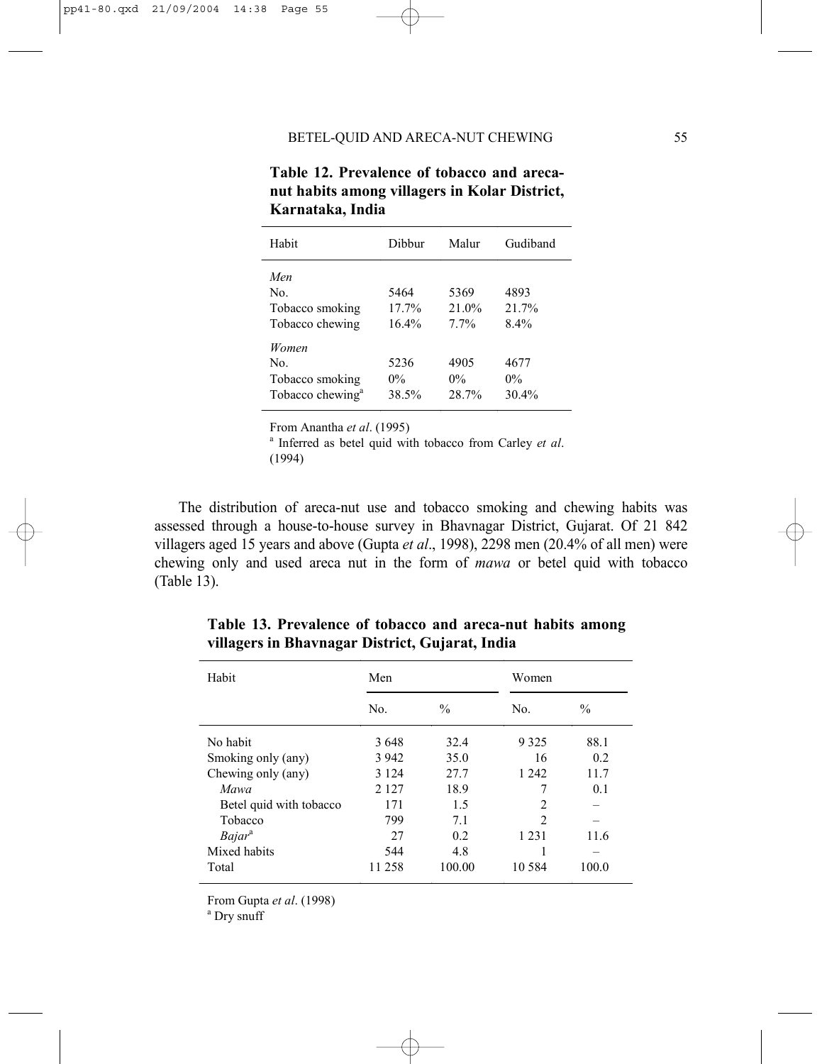**Table 12. Prevalence of tobacco and areca-nut habits among villagers in Kolar District, Karnataka, India**

| Habit | Dibbur | Malur | Gudiband |
|---|---|---|---|
| *Men* | | | |
| No. | 5464 | 5369 | 4893 |
| Tobacco smoking | 17.7% | 21.0% | 21.7% |
| Tobacco chewing | 16.4% | 7.7% | 8.4% |
| *Women* | | | |
| No. | 5236 | 4905 | 4677 |
| Tobacco smoking | 0% | 0% | 0% |
| Tobacco chewing[a] | 38.5% | 28.7% | 30.4% |

From Anantha *et al*. (1995)
[a] Inferred as betel quid with tobacco from Carley *et al*. (1994)

The distribution of areca-nut use and tobacco smoking and chewing habits was assessed through a house-to-house survey in Bhavnagar District, Gujarat. Of 21 842 villagers aged 15 years and above (Gupta *et al*., 1998), 2298 men (20.4% of all men) were chewing only and used areca nut in the form of *mawa* or betel quid with tobacco (Table 13).

**Table 13. Prevalence of tobacco and areca-nut habits among villagers in Bhavnagar District, Gujarat, India**

| Habit | Men | | Women | |
|---|---|---|---|---|
| | No. | % | No. | % |
| No habit | 3 648 | 32.4 | 9 325 | 88.1 |
| Smoking only (any) | 3 942 | 35.0 | 16 | 0.2 |
| Chewing only (any) | 3 124 | 27.7 | 1 242 | 11.7 |
| *Mawa* | 2 127 | 18.9 | 7 | 0.1 |
| Betel quid with tobacco | 171 | 1.5 | 2 | – |
| Tobacco | 799 | 7.1 | 2 | – |
| *Bajar*[a] | 27 | 0.2 | 1 231 | 11.6 |
| Mixed habits | 544 | 4.8 | 1 | – |
| Total | 11 258 | 100.00 | 10 584 | 100.0 |

From Gupta *et al*. (1998)
[a] Dry snuff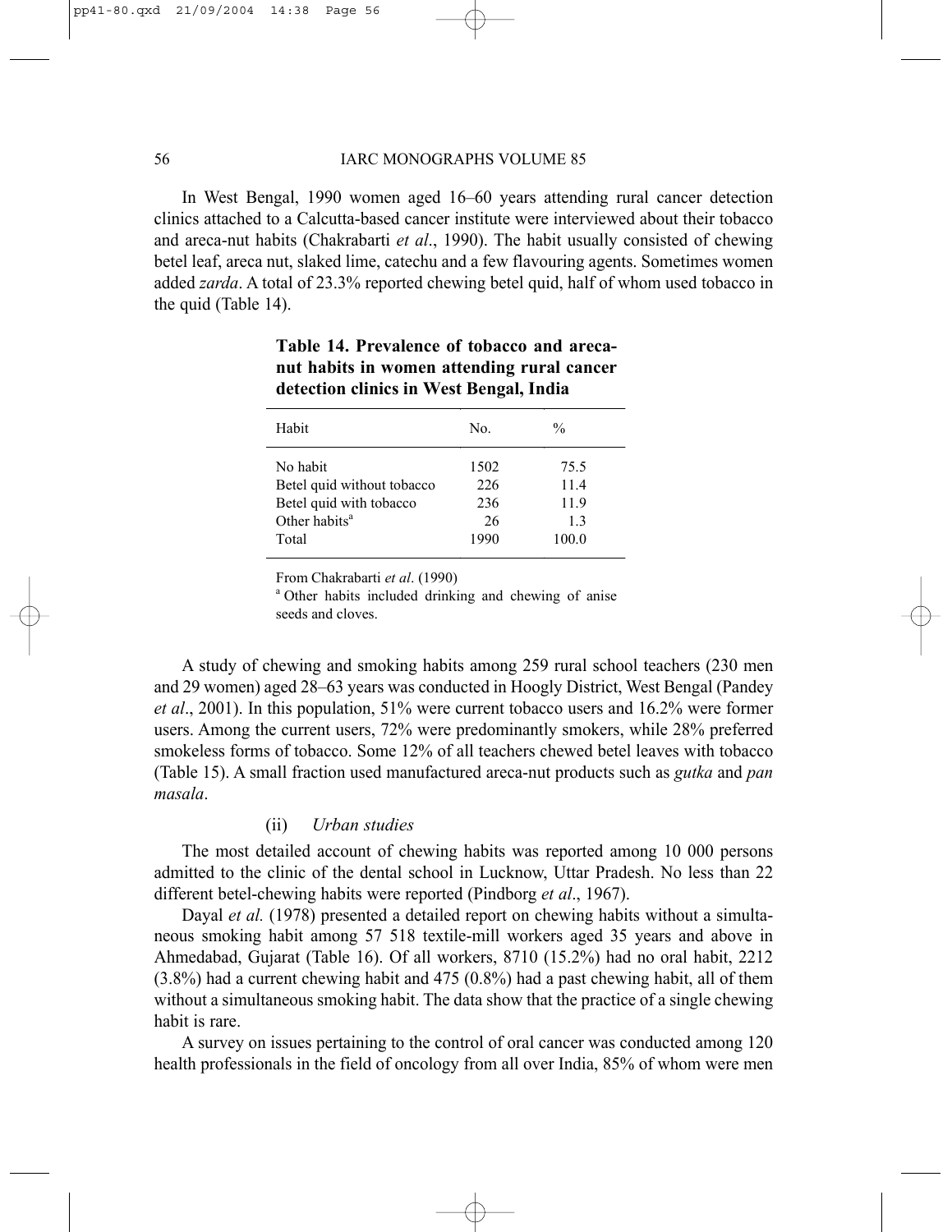In West Bengal, 1990 women aged 16–60 years attending rural cancer detection clinics attached to a Calcutta-based cancer institute were interviewed about their tobacco and areca-nut habits (Chakrabarti *et al*., 1990). The habit usually consisted of chewing betel leaf, areca nut, slaked lime, catechu and a few flavouring agents. Sometimes women added *zarda*. A total of 23.3% reported chewing betel quid, half of whom used tobacco in the quid (Table 14).

**Table 14. Prevalence of tobacco and areca-nut habits in women attending rural cancer detection clinics in West Bengal, India**

| Habit | No. | % |
|---|---|---|
| No habit | 1502 | 75.5 |
| Betel quid without tobacco | 226 | 11.4 |
| Betel quid with tobacco | 236 | 11.9 |
| Other habits[a] | 26 | 1.3 |
| Total | 1990 | 100.0 |

From Chakrabarti *et al*. (1990)
[a] Other habits included drinking and chewing of anise seeds and cloves.

A study of chewing and smoking habits among 259 rural school teachers (230 men and 29 women) aged 28–63 years was conducted in Hoogly District, West Bengal (Pandey *et al*., 2001). In this population, 51% were current tobacco users and 16.2% were former users. Among the current users, 72% were predominantly smokers, while 28% preferred smokeless forms of tobacco. Some 12% of all teachers chewed betel leaves with tobacco (Table 15). A small fraction used manufactured areca-nut products such as *gutka* and *pan masala*.

(ii) *Urban studies*

The most detailed account of chewing habits was reported among 10 000 persons admitted to the clinic of the dental school in Lucknow, Uttar Pradesh. No less than 22 different betel-chewing habits were reported (Pindborg *et al*., 1967).

Dayal *et al.* (1978) presented a detailed report on chewing habits without a simultaneous smoking habit among 57 518 textile-mill workers aged 35 years and above in Ahmedabad, Gujarat (Table 16). Of all workers, 8710 (15.2%) had no oral habit, 2212 (3.8%) had a current chewing habit and 475 (0.8%) had a past chewing habit, all of them without a simultaneous smoking habit. The data show that the practice of a single chewing habit is rare.

A survey on issues pertaining to the control of oral cancer was conducted among 120 health professionals in the field of oncology from all over India, 85% of whom were men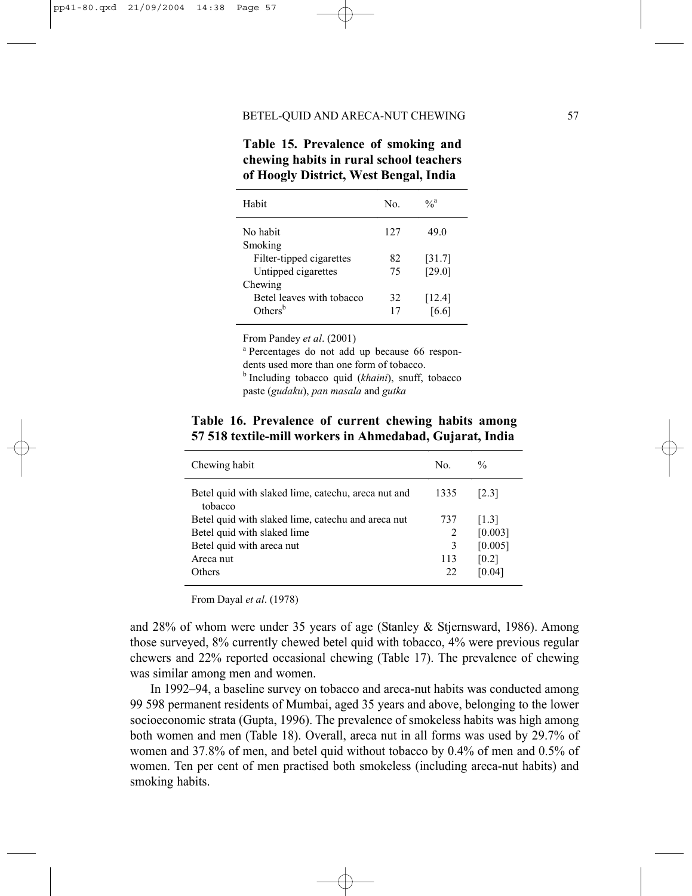**Table 15. Prevalence of smoking and chewing habits in rural school teachers of Hoogly District, West Bengal, India**

| Habit | No. | %[a] |
|---|---|---|
| No habit | 127 | 49.0 |
| Smoking | | |
| Filter-tipped cigarettes | 82 | [31.7] |
| Untipped cigarettes | 75 | [29.0] |
| Chewing | | |
| Betel leaves with tobacco | 32 | [12.4] |
| Others[b] | 17 | [6.6] |

From Pandey *et al*. (2001)

[a] Percentages do not add up because 66 respondents used more than one form of tobacco.

[b] Including tobacco quid (*khaini*), snuff, tobacco paste (*gudaku*), *pan masala* and *gutka*

**Table 16. Prevalence of current chewing habits among 57 518 textile-mill workers in Ahmedabad, Gujarat, India**

| Chewing habit | No. | % |
|---|---|---|
| Betel quid with slaked lime, catechu, areca nut and tobacco | 1335 | [2.3] |
| Betel quid with slaked lime, catechu and areca nut | 737 | [1.3] |
| Betel quid with slaked lime | 2 | [0.003] |
| Betel quid with areca nut | 3 | [0.005] |
| Areca nut | 113 | [0.2] |
| Others | 22 | [0.04] |

From Dayal *et al*. (1978)

and 28% of whom were under 35 years of age (Stanley & Stjernsward, 1986). Among those surveyed, 8% currently chewed betel quid with tobacco, 4% were previous regular chewers and 22% reported occasional chewing (Table 17). The prevalence of chewing was similar among men and women.

In 1992–94, a baseline survey on tobacco and areca-nut habits was conducted among 99 598 permanent residents of Mumbai, aged 35 years and above, belonging to the lower socioeconomic strata (Gupta, 1996). The prevalence of smokeless habits was high among both women and men (Table 18). Overall, areca nut in all forms was used by 29.7% of women and 37.8% of men, and betel quid without tobacco by 0.4% of men and 0.5% of women. Ten per cent of men practised both smokeless (including areca-nut habits) and smoking habits.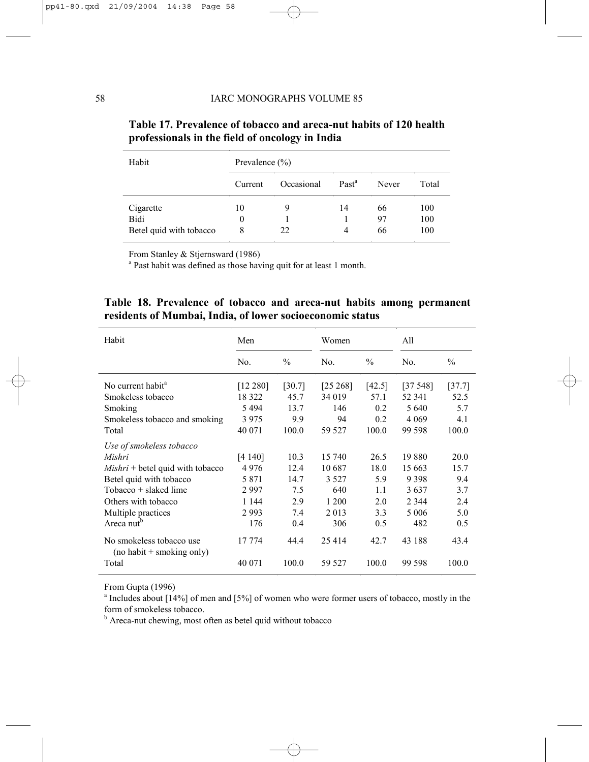**Table 17. Prevalence of tobacco and areca-nut habits of 120 health professionals in the field of oncology in India**

| Habit | Prevalence (%) | | | | |
|---|---|---|---|---|---|
| | Current | Occasional | Past[a] | Never | Total |
| Cigarette | 10 | 9 | 14 | 66 | 100 |
| Bidi | 0 | 1 | 1 | 97 | 100 |
| Betel quid with tobacco | 8 | 22 | 4 | 66 | 100 |

From Stanley & Stjernsward (1986)
[a] Past habit was defined as those having quit for at least 1 month.

**Table 18. Prevalence of tobacco and areca-nut habits among permanent residents of Mumbai, India, of lower socioeconomic status**

| Habit | Men | | Women | | All | |
|---|---|---|---|---|---|---|
| | No. | % | No. | % | No. | % |
| No current habit[a] | [12 280] | [30.7] | [25 268] | [42.5] | [37 548] | [37.7] |
| Smokeless tobacco | 18 322 | 45.7 | 34 019 | 57.1 | 52 341 | 52.5 |
| Smoking | 5 494 | 13.7 | 146 | 0.2 | 5 640 | 5.7 |
| Smokeless tobacco and smoking | 3 975 | 9.9 | 94 | 0.2 | 4 069 | 4.1 |
| Total | 40 071 | 100.0 | 59 527 | 100.0 | 99 598 | 100.0 |
| *Use of smokeless tobacco* | | | | | | |
| *Mishri* | [4 140] | 10.3 | 15 740 | 26.5 | 19 880 | 20.0 |
| *Mishri* + betel quid with tobacco | 4 976 | 12.4 | 10 687 | 18.0 | 15 663 | 15.7 |
| Betel quid with tobacco | 5 871 | 14.7 | 3 527 | 5.9 | 9 398 | 9.4 |
| Tobacco + slaked lime | 2 997 | 7.5 | 640 | 1.1 | 3 637 | 3.7 |
| Others with tobacco | 1 144 | 2.9 | 1 200 | 2.0 | 2 344 | 2.4 |
| Multiple practices | 2 993 | 7.4 | 2 013 | 3.3 | 5 006 | 5.0 |
| Areca nut[b] | 176 | 0.4 | 306 | 0.5 | 482 | 0.5 |
| No smokeless tobacco use (no habit + smoking only) | 17 774 | 44.4 | 25 414 | 42.7 | 43 188 | 43.4 |
| Total | 40 071 | 100.0 | 59 527 | 100.0 | 99 598 | 100.0 |

From Gupta (1996)
[a] Includes about [14%] of men and [5%] of women who were former users of tobacco, mostly in the form of smokeless tobacco.
[b] Areca-nut chewing, most often as betel quid without tobacco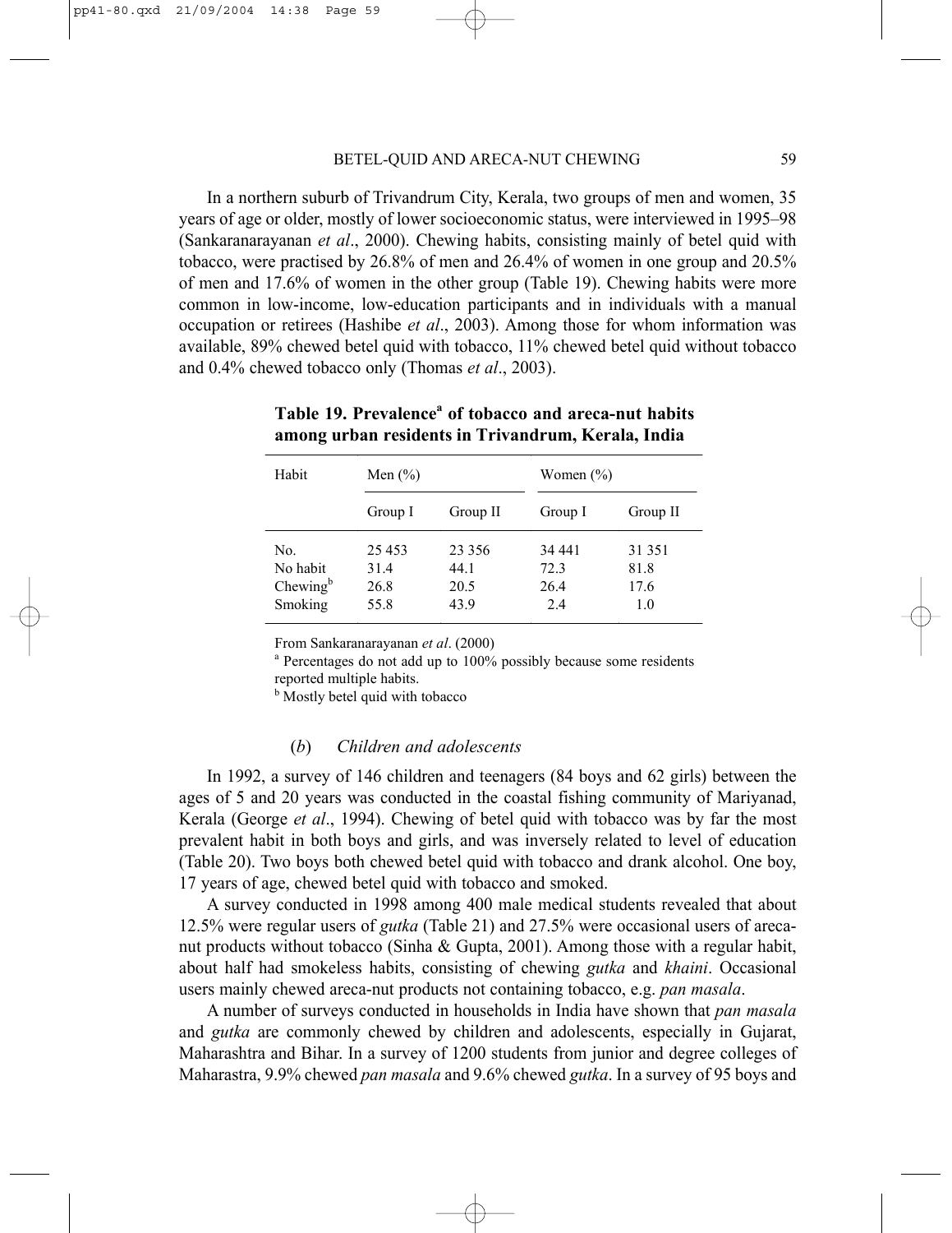In a northern suburb of Trivandrum City, Kerala, two groups of men and women, 35 years of age or older, mostly of lower socioeconomic status, were interviewed in 1995–98 (Sankaranarayanan *et al*., 2000). Chewing habits, consisting mainly of betel quid with tobacco, were practised by 26.8% of men and 26.4% of women in one group and 20.5% of men and 17.6% of women in the other group (Table 19). Chewing habits were more common in low-income, low-education participants and in individuals with a manual occupation or retirees (Hashibe *et al*., 2003). Among those for whom information was available, 89% chewed betel quid with tobacco, 11% chewed betel quid without tobacco and 0.4% chewed tobacco only (Thomas *et al*., 2003).

**Table 19. Prevalence[a] of tobacco and areca-nut habits among urban residents in Trivandrum, Kerala, India**

| Habit | Men (%) | | Women (%) | |
|---|---|---|---|---|
| | Group I | Group II | Group I | Group II |
| No. | 25 453 | 23 356 | 34 441 | 31 351 |
| No habit | 31.4 | 44.1 | 72.3 | 81.8 |
| Chewing[b] | 26.8 | 20.5 | 26.4 | 17.6 |
| Smoking | 55.8 | 43.9 | 2.4 | 1.0 |

From Sankaranarayanan *et al*. (2000)

[a] Percentages do not add up to 100% possibly because some residents reported multiple habits.

[b] Mostly betel quid with tobacco

#### (*b*) *Children and adolescents*

In 1992, a survey of 146 children and teenagers (84 boys and 62 girls) between the ages of 5 and 20 years was conducted in the coastal fishing community of Mariyanad, Kerala (George *et al*., 1994). Chewing of betel quid with tobacco was by far the most prevalent habit in both boys and girls, and was inversely related to level of education (Table 20). Two boys both chewed betel quid with tobacco and drank alcohol. One boy, 17 years of age, chewed betel quid with tobacco and smoked.

A survey conducted in 1998 among 400 male medical students revealed that about 12.5% were regular users of *gutka* (Table 21) and 27.5% were occasional users of areca-nut products without tobacco (Sinha & Gupta, 2001). Among those with a regular habit, about half had smokeless habits, consisting of chewing *gutka* and *khaini*. Occasional users mainly chewed areca-nut products not containing tobacco, e.g. *pan masala*.

A number of surveys conducted in households in India have shown that *pan masala* and *gutka* are commonly chewed by children and adolescents, especially in Gujarat, Maharashtra and Bihar. In a survey of 1200 students from junior and degree colleges of Maharastra, 9.9% chewed *pan masala* and 9.6% chewed *gutka*. In a survey of 95 boys and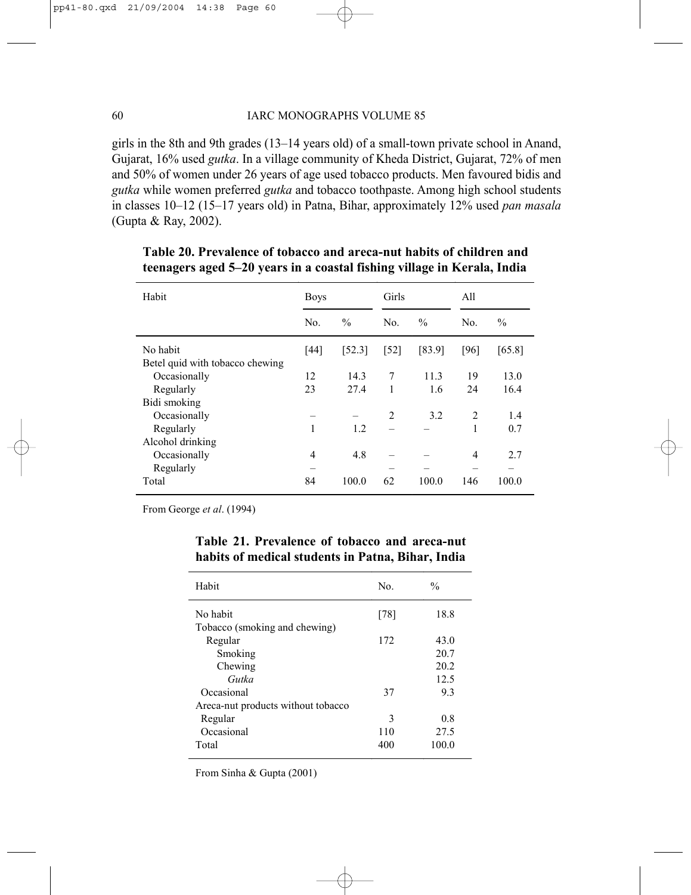girls in the 8th and 9th grades (13–14 years old) of a small-town private school in Anand, Gujarat, 16% used *gutka*. In a village community of Kheda District, Gujarat, 72% of men and 50% of women under 26 years of age used tobacco products. Men favoured bidis and *gutka* while women preferred *gutka* and tobacco toothpaste. Among high school students in classes 10–12 (15–17 years old) in Patna, Bihar, approximately 12% used *pan masala* (Gupta & Ray, 2002).

**Table 20. Prevalence of tobacco and areca-nut habits of children and teenagers aged 5–20 years in a coastal fishing village in Kerala, India**

| Habit | Boys | | Girls | | All | |
|---|---|---|---|---|---|---|
| | No. | % | No. | % | No. | % |
| No habit | [44] | [52.3] | [52] | [83.9] | [96] | [65.8] |
| Betel quid with tobacco chewing | | | | | | |
| Occasionally | 12 | 14.3 | 7 | 11.3 | 19 | 13.0 |
| Regularly | 23 | 27.4 | 1 | 1.6 | 24 | 16.4 |
| Bidi smoking | | | | | | |
| Occasionally | – | – | 2 | 3.2 | 2 | 1.4 |
| Regularly | 1 | 1.2 | – | – | 1 | 0.7 |
| Alcohol drinking | | | | | | |
| Occasionally | 4 | 4.8 | – | – | 4 | 2.7 |
| Regularly | – | – | – | – | – | – |
| Total | 84 | 100.0 | 62 | 100.0 | 146 | 100.0 |

From George *et al*. (1994)

**Table 21. Prevalence of tobacco and areca-nut habits of medical students in Patna, Bihar, India**

| Habit | No. | % |
|---|---|---|
| No habit | [78] | 18.8 |
| Tobacco (smoking and chewing) | | |
| Regular | 172 | 43.0 |
| Smoking | | 20.7 |
| Chewing | | 20.2 |
| *Gutka* | | 12.5 |
| Occasional | 37 | 9.3 |
| Areca-nut products without tobacco | | |
| Regular | 3 | 0.8 |
| Occasional | 110 | 27.5 |
| Total | 400 | 100.0 |

From Sinha & Gupta (2001)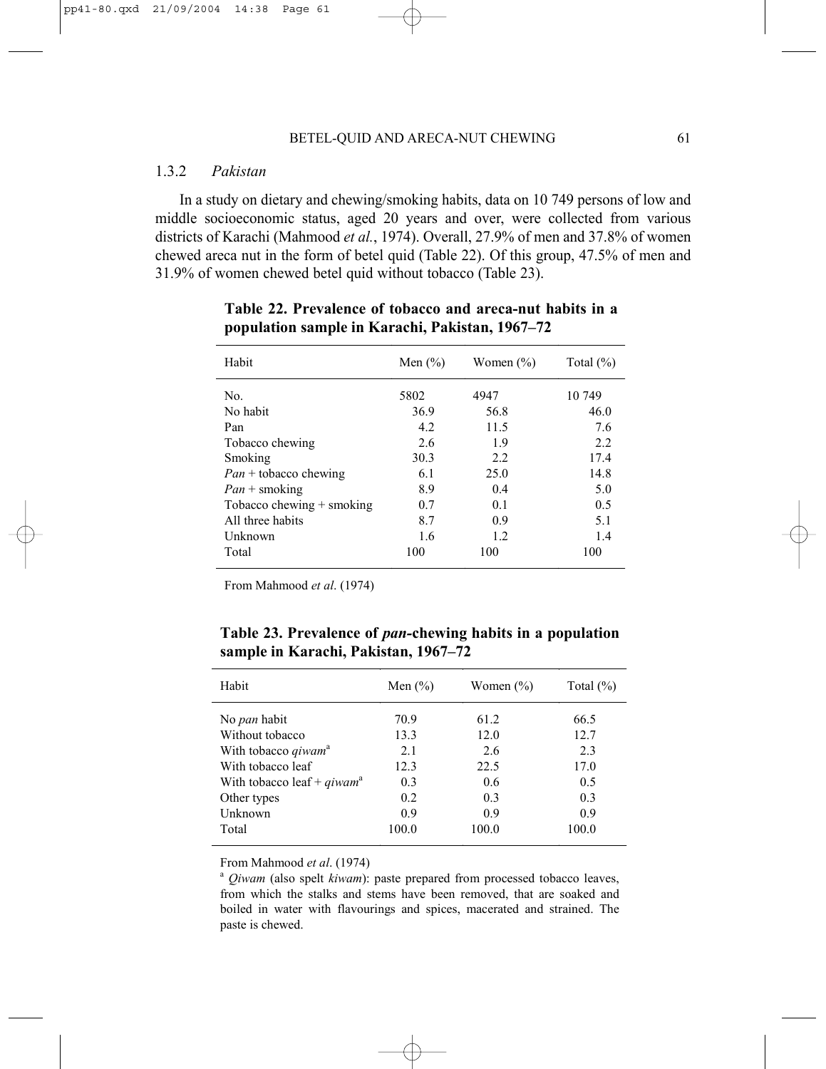### 1.3.2 *Pakistan*

In a study on dietary and chewing/smoking habits, data on 10 749 persons of low and middle socioeconomic status, aged 20 years and over, were collected from various districts of Karachi (Mahmood *et al.*, 1974). Overall, 27.9% of men and 37.8% of women chewed areca nut in the form of betel quid (Table 22). Of this group, 47.5% of men and 31.9% of women chewed betel quid without tobacco (Table 23).

**Table 22. Prevalence of tobacco and areca-nut habits in a population sample in Karachi, Pakistan, 1967–72**

| Habit | Men (%) | Women (%) | Total (%) |
|---|---|---|---|
| No. | 5802 | 4947 | 10 749 |
| No habit | 36.9 | 56.8 | 46.0 |
| Pan | 4.2 | 11.5 | 7.6 |
| Tobacco chewing | 2.6 | 1.9 | 2.2 |
| Smoking | 30.3 | 2.2 | 17.4 |
| *Pan* + tobacco chewing | 6.1 | 25.0 | 14.8 |
| *Pan* + smoking | 8.9 | 0.4 | 5.0 |
| Tobacco chewing + smoking | 0.7 | 0.1 | 0.5 |
| All three habits | 8.7 | 0.9 | 5.1 |
| Unknown | 1.6 | 1.2 | 1.4 |
| Total | 100 | 100 | 100 |

From Mahmood *et al*. (1974)

**Table 23. Prevalence of *pan*-chewing habits in a population sample in Karachi, Pakistan, 1967–72**

| Habit | Men (%) | Women (%) | Total (%) |
|---|---|---|---|
| No *pan* habit | 70.9 | 61.2 | 66.5 |
| Without tobacco | 13.3 | 12.0 | 12.7 |
| With tobacco *qiwam*[a] | 2.1 | 2.6 | 2.3 |
| With tobacco leaf | 12.3 | 22.5 | 17.0 |
| With tobacco leaf + *qiwam*[a] | 0.3 | 0.6 | 0.5 |
| Other types | 0.2 | 0.3 | 0.3 |
| Unknown | 0.9 | 0.9 | 0.9 |
| Total | 100.0 | 100.0 | 100.0 |

From Mahmood *et al*. (1974)

[a] *Qiwam* (also spelt *kiwam*): paste prepared from processed tobacco leaves, from which the stalks and stems have been removed, that are soaked and boiled in water with flavourings and spices, macerated and strained. The paste is chewed.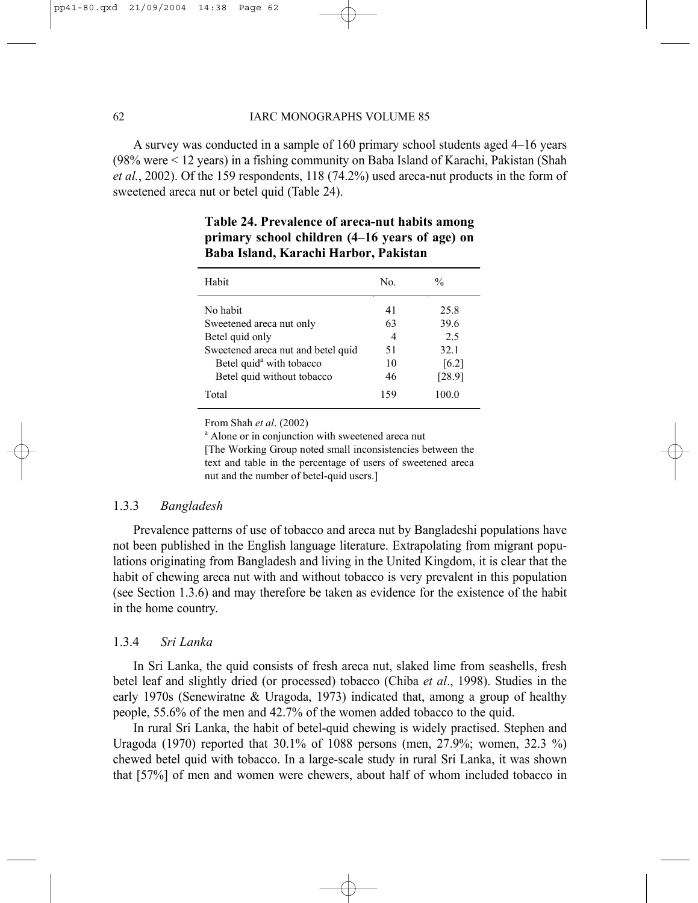A survey was conducted in a sample of 160 primary school students aged 4–16 years (98% were < 12 years) in a fishing community on Baba Island of Karachi, Pakistan (Shah *et al.*, 2002). Of the 159 respondents, 118 (74.2%) used areca-nut products in the form of sweetened areca nut or betel quid (Table 24).

**Table 24. Prevalence of areca-nut habits among primary school children (4–16 years of age) on Baba Island, Karachi Harbor, Pakistan**

| Habit | No. | % |
|---|---|---|
| No habit | 41 | 25.8 |
| Sweetened areca nut only | 63 | 39.6 |
| Betel quid only | 4 | 2.5 |
| Sweetened areca nut and betel quid | 51 | 32.1 |
| Betel quid[a] with tobacco | 10 | [6.2] |
| Betel quid without tobacco | 46 | [28.9] |
| Total | 159 | 100.0 |

From Shah *et al*. (2002)

[a] Alone or in conjunction with sweetened areca nut

[The Working Group noted small inconsistencies between the text and table in the percentage of users of sweetened areca nut and the number of betel-quid users.]

### 1.3.3 *Bangladesh*

Prevalence patterns of use of tobacco and areca nut by Bangladeshi populations have not been published in the English language literature. Extrapolating from migrant populations originating from Bangladesh and living in the United Kingdom, it is clear that the habit of chewing areca nut with and without tobacco is very prevalent in this population (see Section 1.3.6) and may therefore be taken as evidence for the existence of the habit in the home country.

### 1.3.4 *Sri Lanka*

In Sri Lanka, the quid consists of fresh areca nut, slaked lime from seashells, fresh betel leaf and slightly dried (or processed) tobacco (Chiba *et al*., 1998). Studies in the early 1970s (Senewiratne & Uragoda, 1973) indicated that, among a group of healthy people, 55.6% of the men and 42.7% of the women added tobacco to the quid.

In rural Sri Lanka, the habit of betel-quid chewing is widely practised. Stephen and Uragoda (1970) reported that 30.1% of 1088 persons (men, 27.9%; women, 32.3 %) chewed betel quid with tobacco. In a large-scale study in rural Sri Lanka, it was shown that [57%] of men and women were chewers, about half of whom included tobacco in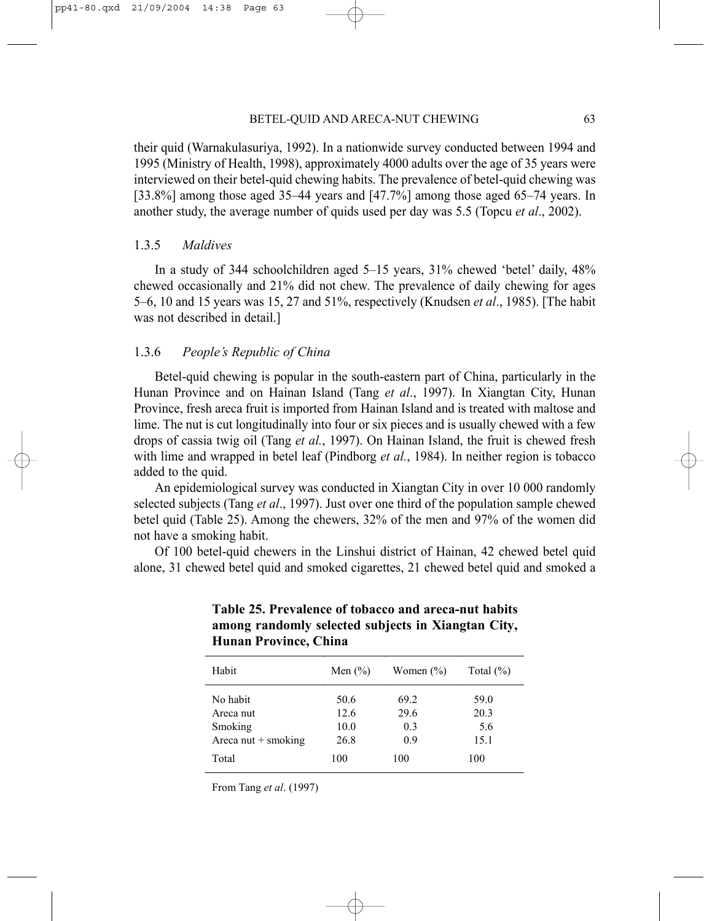their quid (Warnakulasuriya, 1992). In a nationwide survey conducted between 1994 and 1995 (Ministry of Health, 1998), approximately 4000 adults over the age of 35 years were interviewed on their betel-quid chewing habits. The prevalence of betel-quid chewing was [33.8%] among those aged 35–44 years and [47.7%] among those aged 65–74 years. In another study, the average number of quids used per day was 5.5 (Topcu *et al*., 2002).

### 1.3.5 *Maldives*

In a study of 344 schoolchildren aged 5–15 years, 31% chewed 'betel' daily, 48% chewed occasionally and 21% did not chew. The prevalence of daily chewing for ages 5–6, 10 and 15 years was 15, 27 and 51%, respectively (Knudsen *et al*., 1985). [The habit was not described in detail.]

### 1.3.6 *People's Republic of China*

Betel-quid chewing is popular in the south-eastern part of China, particularly in the Hunan Province and on Hainan Island (Tang *et al*., 1997). In Xiangtan City, Hunan Province, fresh areca fruit is imported from Hainan Island and is treated with maltose and lime. The nut is cut longitudinally into four or six pieces and is usually chewed with a few drops of cassia twig oil (Tang *et al.*, 1997). On Hainan Island, the fruit is chewed fresh with lime and wrapped in betel leaf (Pindborg *et al.*, 1984). In neither region is tobacco added to the quid.

An epidemiological survey was conducted in Xiangtan City in over 10 000 randomly selected subjects (Tang *et al*., 1997). Just over one third of the population sample chewed betel quid (Table 25). Among the chewers, 32% of the men and 97% of the women did not have a smoking habit.

Of 100 betel-quid chewers in the Linshui district of Hainan, 42 chewed betel quid alone, 31 chewed betel quid and smoked cigarettes, 21 chewed betel quid and smoked a

**Table 25. Prevalence of tobacco and areca-nut habits among randomly selected subjects in Xiangtan City, Hunan Province, China**

| Habit | Men (%) | Women (%) | Total (%) |
|---|---|---|---|
| No habit | 50.6 | 69.2 | 59.0 |
| Areca nut | 12.6 | 29.6 | 20.3 |
| Smoking | 10.0 | 0.3 | 5.6 |
| Areca nut + smoking | 26.8 | 0.9 | 15.1 |
| Total | 100 | 100 | 100 |

From Tang *et al*. (1997)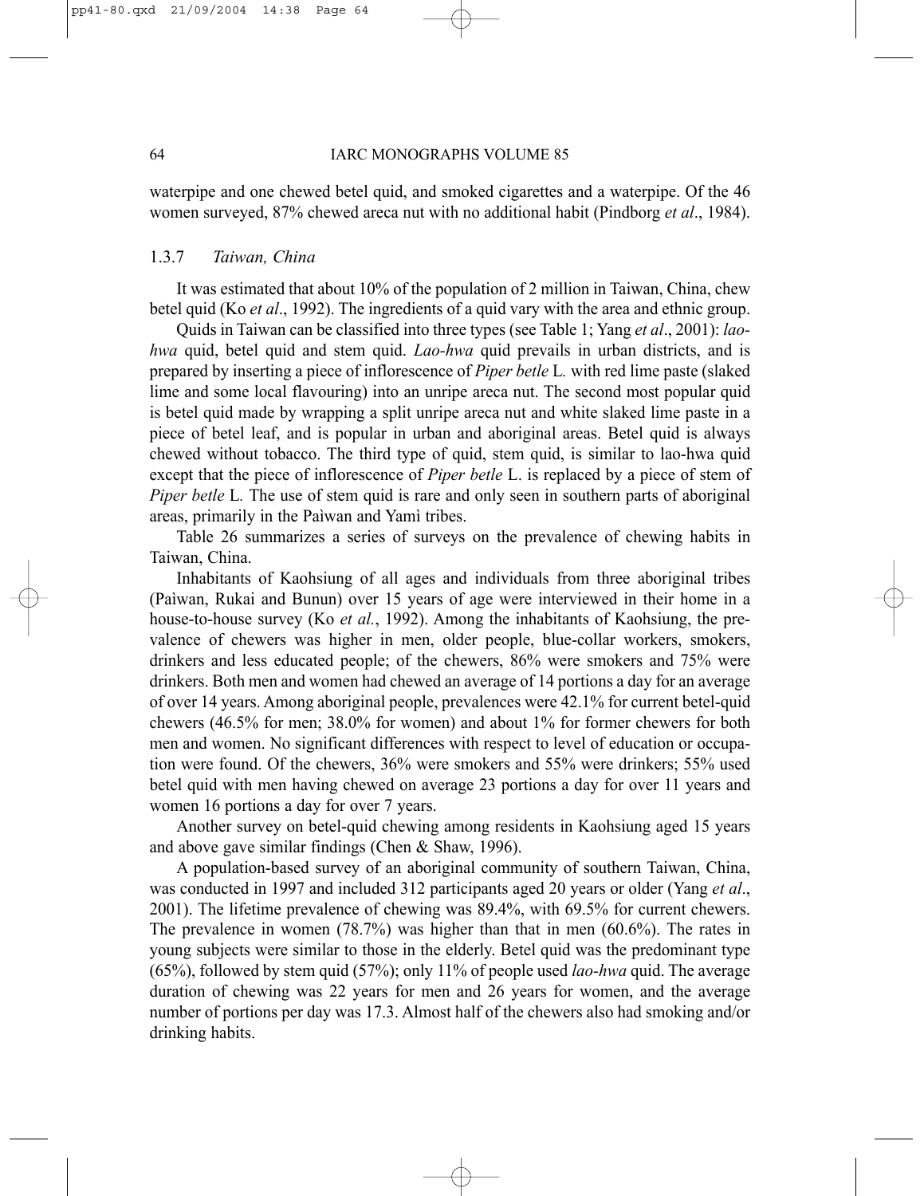waterpipe and one chewed betel quid, and smoked cigarettes and a waterpipe. Of the 46 women surveyed, 87% chewed areca nut with no additional habit (Pindborg *et al*., 1984).

### 1.3.7 *Taiwan, China*

It was estimated that about 10% of the population of 2 million in Taiwan, China, chew betel quid (Ko *et al*., 1992). The ingredients of a quid vary with the area and ethnic group.

Quids in Taiwan can be classified into three types (see Table 1; Yang *et al*., 2001): *lao-hwa* quid, betel quid and stem quid. *Lao-hwa* quid prevails in urban districts, and is prepared by inserting a piece of inflorescence of *Piper betle* L. with red lime paste (slaked lime and some local flavouring) into an unripe areca nut. The second most popular quid is betel quid made by wrapping a split unripe areca nut and white slaked lime paste in a piece of betel leaf, and is popular in urban and aboriginal areas. Betel quid is always chewed without tobacco. The third type of quid, stem quid, is similar to lao-hwa quid except that the piece of inflorescence of *Piper betle* L. is replaced by a piece of stem of *Piper betle* L. The use of stem quid is rare and only seen in southern parts of aboriginal areas, primarily in the Paìwan and Yamì tribes.

Table 26 summarizes a series of surveys on the prevalence of chewing habits in Taiwan, China.

Inhabitants of Kaohsiung of all ages and individuals from three aboriginal tribes (Paìwan, Rukai and Bunun) over 15 years of age were interviewed in their home in a house-to-house survey (Ko *et al.*, 1992). Among the inhabitants of Kaohsiung, the prevalence of chewers was higher in men, older people, blue-collar workers, smokers, drinkers and less educated people; of the chewers, 86% were smokers and 75% were drinkers. Both men and women had chewed an average of 14 portions a day for an average of over 14 years. Among aboriginal people, prevalences were 42.1% for current betel-quid chewers (46.5% for men; 38.0% for women) and about 1% for former chewers for both men and women. No significant differences with respect to level of education or occupation were found. Of the chewers, 36% were smokers and 55% were drinkers; 55% used betel quid with men having chewed on average 23 portions a day for over 11 years and women 16 portions a day for over 7 years.

Another survey on betel-quid chewing among residents in Kaohsiung aged 15 years and above gave similar findings (Chen & Shaw, 1996).

A population-based survey of an aboriginal community of southern Taiwan, China, was conducted in 1997 and included 312 participants aged 20 years or older (Yang *et al*., 2001). The lifetime prevalence of chewing was 89.4%, with 69.5% for current chewers. The prevalence in women (78.7%) was higher than that in men (60.6%). The rates in young subjects were similar to those in the elderly. Betel quid was the predominant type (65%), followed by stem quid (57%); only 11% of people used *lao-hwa* quid. The average duration of chewing was 22 years for men and 26 years for women, and the average number of portions per day was 17.3. Almost half of the chewers also had smoking and/or drinking habits.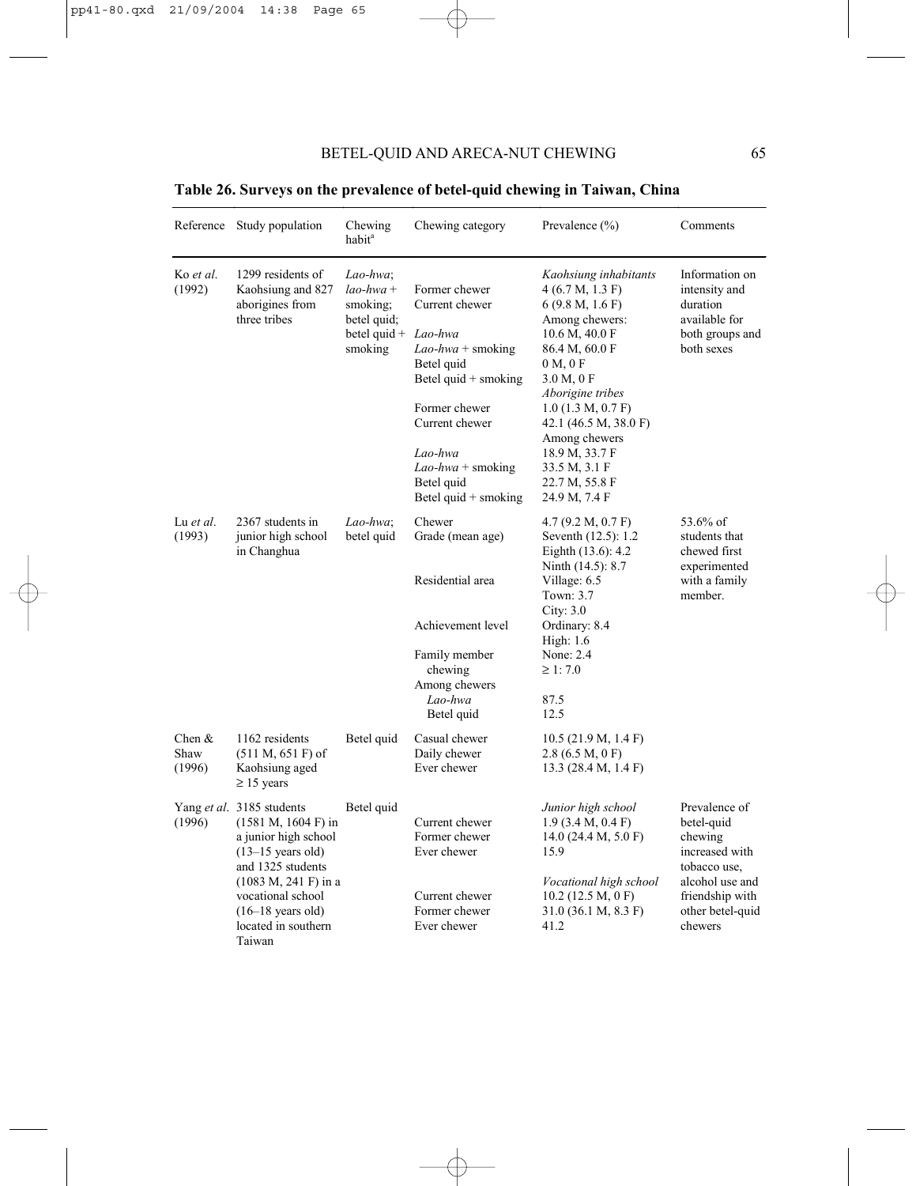**Table 26. Surveys on the prevalence of betel-quid chewing in Taiwan, China**

| Reference | Study population | Chewing habit[a] | Chewing category | Prevalence (%) | Comments |
|---|---|---|---|---|---|
| Ko *et al.* (1992) | 1299 residents of Kaohsiung and 827 aborigines from three tribes | *Lao-hwa*; *lao-hwa* + smoking; betel quid; betel quid + smoking | | *Kaohsiung inhabitants* | Information on intensity and duration available for both groups and both sexes |
| | | | Former chewer | 4 (6.7 M, 1.3 F) | |
| | | | Current chewer | 6 (9.8 M, 1.6 F) | |
| | | | | Among chewers: | |
| | | | *Lao-hwa* | 10.6 M, 40.0 F | |
| | | | *Lao-hwa* + smoking | 86.4 M, 60.0 F | |
| | | | Betel quid | 0 M, 0 F | |
| | | | Betel quid + smoking | 3.0 M, 0 F | |
| | | | | *Aborigine tribes* | |
| | | | Former chewer | 1.0 (1.3 M, 0.7 F) | |
| | | | Current chewer | 42.1 (46.5 M, 38.0 F) | |
| | | | | Among chewers | |
| | | | *Lao-hwa* | 18.9 M, 33.7 F | |
| | | | *Lao-hwa* + smoking | 33.5 M, 3.1 F | |
| | | | Betel quid | 22.7 M, 55.8 F | |
| | | | Betel quid + smoking | 24.9 M, 7.4 F | |
| Lu *et al.* (1993) | 2367 students in junior high school in Changhua | *Lao-hwa*; betel quid | Chewer | 4.7 (9.2 M, 0.7 F) | 53.6% of students that chewed first experimented with a family member. |
| | | | Grade (mean age) | Seventh (12.5): 1.2 | |
| | | | | Eighth (13.6): 4.2 | |
| | | | | Ninth (14.5): 8.7 | |
| | | | Residential area | Village: 6.5 | |
| | | | | Town: 3.7 | |
| | | | | City: 3.0 | |
| | | | Achievement level | Ordinary: 8.4 | |
| | | | | High: 1.6 | |
| | | | Family member chewing | None: 2.4 | |
| | | | | ≥ 1: 7.0 | |
| | | | Among chewers | | |
| | | | *Lao-hwa* | 87.5 | |
| | | | Betel quid | 12.5 | |
| Chen & Shaw (1996) | 1162 residents (511 M, 651 F) of Kaohsiung aged ≥ 15 years | Betel quid | Casual chewer | 10.5 (21.9 M, 1.4 F) | |
| | | | Daily chewer | 2.8 (6.5 M, 0 F) | |
| | | | Ever chewer | 13.3 (28.4 M, 1.4 F) | |
| Yang *et al.* (1996) | 3185 students (1581 M, 1604 F) in a junior high school (13–15 years old) and 1325 students (1083 M, 241 F) in a vocational school (16–18 years old) located in southern Taiwan | Betel quid | | *Junior high school* | Prevalence of betel-quid chewing increased with tobacco use, alcohol use and friendship with other betel-quid chewers |
| | | | Current chewer | 1.9 (3.4 M, 0.4 F) | |
| | | | Former chewer | 14.0 (24.4 M, 5.0 F) | |
| | | | Ever chewer | 15.9 | |
| | | | | *Vocational high school* | |
| | | | Current chewer | 10.2 (12.5 M, 0 F) | |
| | | | Former chewer | 31.0 (36.1 M, 8.3 F) | |
| | | | Ever chewer | 41.2 | |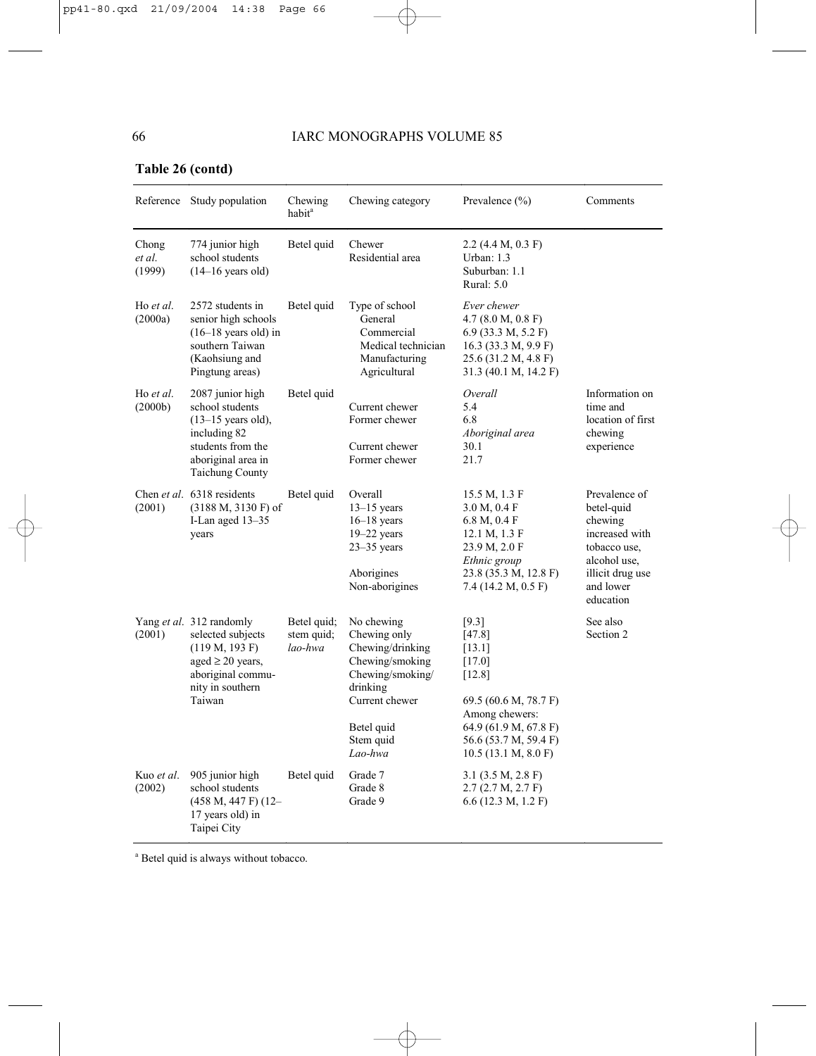**Table 26 (contd)**

| Reference | Study population | Chewing habit[a] | Chewing category | Prevalence (%) | Comments |
|---|---|---|---|---|---|
| Chong *et al.* (1999) | 774 junior high school students (14–16 years old) | Betel quid | Chewer<br>Residential area | 2.2 (4.4 M, 0.3 F)<br>Urban: 1.3<br>Suburban: 1.1<br>Rural: 5.0 | |
| Ho *et al.* (2000a) | 2572 students in senior high schools (16–18 years old) in southern Taiwan (Kaohsiung and Pingtung areas) | Betel quid | Type of school<br>General<br>Commercial<br>Medical technician<br>Manufacturing<br>Agricultural | *Ever chewer*<br>4.7 (8.0 M, 0.8 F)<br>6.9 (33.3 M, 5.2 F)<br>16.3 (33.3 M, 9.9 F)<br>25.6 (31.2 M, 4.8 F)<br>31.3 (40.1 M, 14.2 F) | |
| Ho *et al.* (2000b) | 2087 junior high school students (13–15 years old), including 82 students from the aboriginal area in Taichung County | Betel quid | Current chewer<br>Former chewer<br><br>Current chewer<br>Former chewer | *Overall*<br>5.4<br>6.8<br>*Aboriginal area*<br>30.1<br>21.7 | Information on time and location of first chewing experience |
| Chen *et al.* (2001) | 6318 residents (3188 M, 3130 F) of I-Lan aged 13–35 years | Betel quid | Overall<br>13–15 years<br>16–18 years<br>19–22 years<br>23–35 years<br><br>Aborigines<br>Non-aborigines | 15.5 M, 1.3 F<br>3.0 M, 0.4 F<br>6.8 M, 0.4 F<br>12.1 M, 1.3 F<br>23.9 M, 2.0 F<br>*Ethnic group*<br>23.8 (35.3 M, 12.8 F)<br>7.4 (14.2 M, 0.5 F) | Prevalence of betel-quid chewing increased with tobacco use, alcohol use, illicit drug use and lower education |
| Yang *et al.* (2001) | 312 randomly selected subjects (119 M, 193 F) aged ≥ 20 years, aboriginal community in southern Taiwan | Betel quid; stem quid; *lao-hwa* | No chewing<br>Chewing only<br>Chewing/drinking<br>Chewing/smoking<br>Chewing/smoking/drinking<br>Current chewer<br><br>Betel quid<br>Stem quid<br>*Lao-hwa* | [9.3]<br>[47.8]<br>[13.1]<br>[17.0]<br>[12.8]<br><br>69.5 (60.6 M, 78.7 F)<br>Among chewers:<br>64.9 (61.9 M, 67.8 F)<br>56.6 (53.7 M, 59.4 F)<br>10.5 (13.1 M, 8.0 F) | See also Section 2 |
| Kuo *et al.* (2002) | 905 junior high school students (458 M, 447 F) (12–17 years old) in Taipei City | Betel quid | Grade 7<br>Grade 8<br>Grade 9 | 3.1 (3.5 M, 2.8 F)<br>2.7 (2.7 M, 2.7 F)<br>6.6 (12.3 M, 1.2 F) | |

[a] Betel quid is always without tobacco.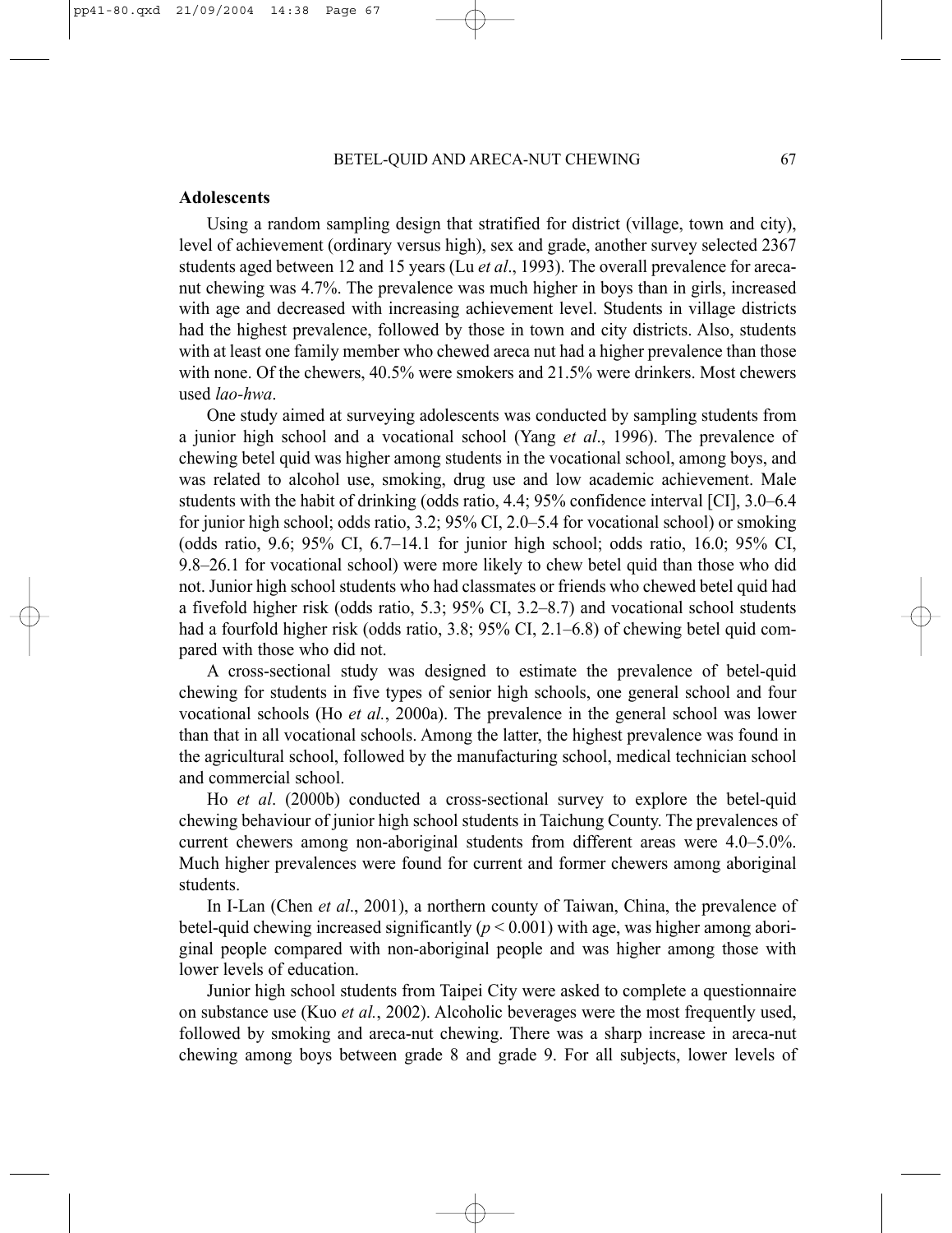## Adolescents

Using a random sampling design that stratified for district (village, town and city), level of achievement (ordinary versus high), sex and grade, another survey selected 2367 students aged between 12 and 15 years (Lu *et al*., 1993). The overall prevalence for areca-nut chewing was 4.7%. The prevalence was much higher in boys than in girls, increased with age and decreased with increasing achievement level. Students in village districts had the highest prevalence, followed by those in town and city districts. Also, students with at least one family member who chewed areca nut had a higher prevalence than those with none. Of the chewers, 40.5% were smokers and 21.5% were drinkers. Most chewers used *lao-hwa*.

One study aimed at surveying adolescents was conducted by sampling students from a junior high school and a vocational school (Yang *et al*., 1996). The prevalence of chewing betel quid was higher among students in the vocational school, among boys, and was related to alcohol use, smoking, drug use and low academic achievement. Male students with the habit of drinking (odds ratio, 4.4; 95% confidence interval [CI], 3.0–6.4 for junior high school; odds ratio, 3.2; 95% CI, 2.0–5.4 for vocational school) or smoking (odds ratio, 9.6; 95% CI, 6.7–14.1 for junior high school; odds ratio, 16.0; 95% CI, 9.8–26.1 for vocational school) were more likely to chew betel quid than those who did not. Junior high school students who had classmates or friends who chewed betel quid had a fivefold higher risk (odds ratio, 5.3; 95% CI, 3.2–8.7) and vocational school students had a fourfold higher risk (odds ratio, 3.8; 95% CI, 2.1–6.8) of chewing betel quid compared with those who did not.

A cross-sectional study was designed to estimate the prevalence of betel-quid chewing for students in five types of senior high schools, one general school and four vocational schools (Ho *et al.*, 2000a). The prevalence in the general school was lower than that in all vocational schools. Among the latter, the highest prevalence was found in the agricultural school, followed by the manufacturing school, medical technician school and commercial school.

Ho *et al*. (2000b) conducted a cross-sectional survey to explore the betel-quid chewing behaviour of junior high school students in Taichung County. The prevalences of current chewers among non-aboriginal students from different areas were 4.0–5.0%. Much higher prevalences were found for current and former chewers among aboriginal students.

In I-Lan (Chen *et al*., 2001), a northern county of Taiwan, China, the prevalence of betel-quid chewing increased significantly ($p < 0.001$) with age, was higher among aboriginal people compared with non-aboriginal people and was higher among those with lower levels of education.

Junior high school students from Taipei City were asked to complete a questionnaire on substance use (Kuo *et al.*, 2002). Alcoholic beverages were the most frequently used, followed by smoking and areca-nut chewing. There was a sharp increase in areca-nut chewing among boys between grade 8 and grade 9. For all subjects, lower levels of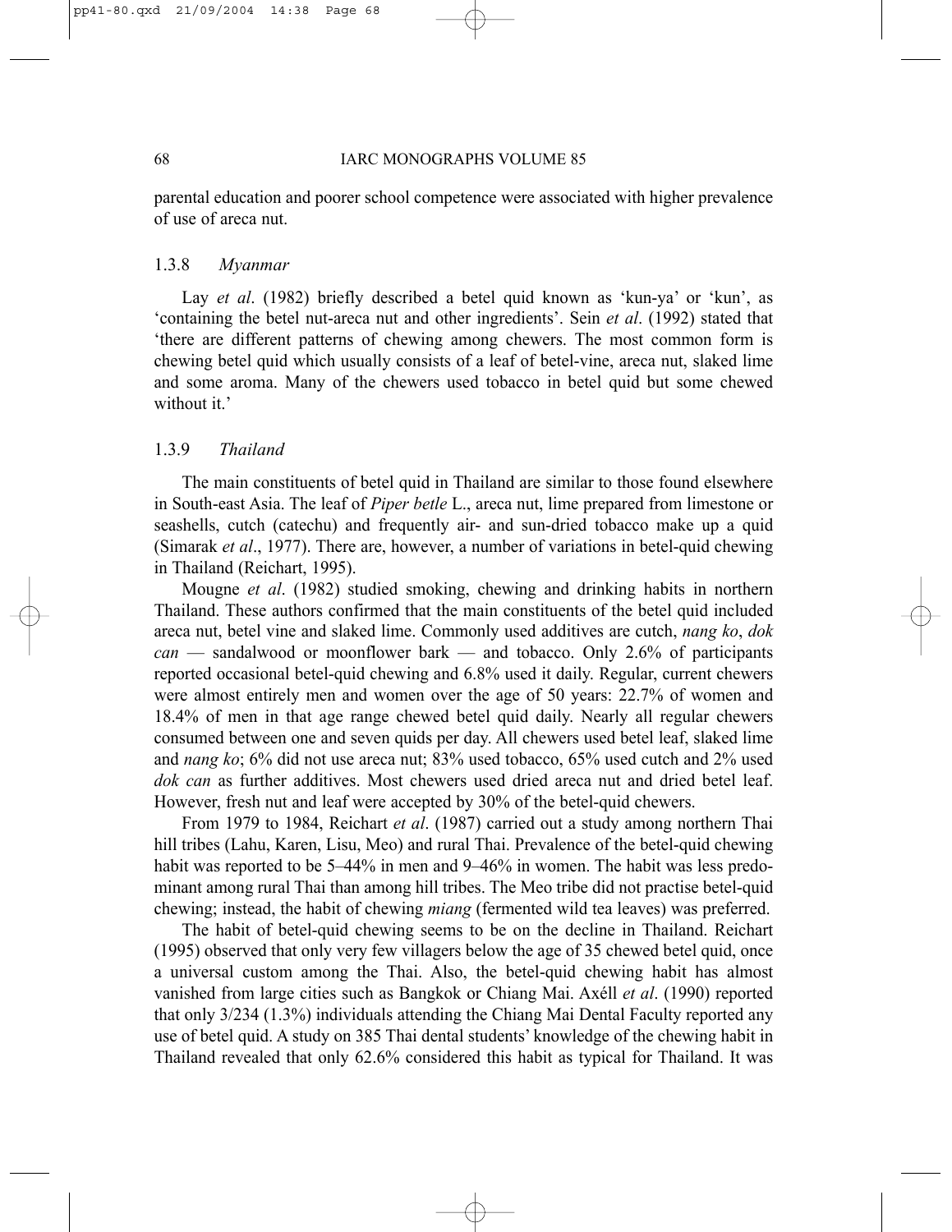parental education and poorer school competence were associated with higher prevalence of use of areca nut.

### 1.3.8 *Myanmar*

Lay *et al*. (1982) briefly described a betel quid known as 'kun-ya' or 'kun', as 'containing the betel nut-areca nut and other ingredients'. Sein *et al*. (1992) stated that 'there are different patterns of chewing among chewers. The most common form is chewing betel quid which usually consists of a leaf of betel-vine, areca nut, slaked lime and some aroma. Many of the chewers used tobacco in betel quid but some chewed without it.'

### 1.3.9 *Thailand*

The main constituents of betel quid in Thailand are similar to those found elsewhere in South-east Asia. The leaf of *Piper betle* L., areca nut, lime prepared from limestone or seashells, cutch (catechu) and frequently air- and sun-dried tobacco make up a quid (Simarak *et al*., 1977). There are, however, a number of variations in betel-quid chewing in Thailand (Reichart, 1995).

Mougne *et al*. (1982) studied smoking, chewing and drinking habits in northern Thailand. These authors confirmed that the main constituents of the betel quid included areca nut, betel vine and slaked lime. Commonly used additives are cutch, *nang ko*, *dok can* — sandalwood or moonflower bark — and tobacco. Only 2.6% of participants reported occasional betel-quid chewing and 6.8% used it daily. Regular, current chewers were almost entirely men and women over the age of 50 years: 22.7% of women and 18.4% of men in that age range chewed betel quid daily. Nearly all regular chewers consumed between one and seven quids per day. All chewers used betel leaf, slaked lime and *nang ko*; 6% did not use areca nut; 83% used tobacco, 65% used cutch and 2% used *dok can* as further additives. Most chewers used dried areca nut and dried betel leaf. However, fresh nut and leaf were accepted by 30% of the betel-quid chewers.

From 1979 to 1984, Reichart *et al*. (1987) carried out a study among northern Thai hill tribes (Lahu, Karen, Lisu, Meo) and rural Thai. Prevalence of the betel-quid chewing habit was reported to be 5–44% in men and 9–46% in women. The habit was less predominant among rural Thai than among hill tribes. The Meo tribe did not practise betel-quid chewing; instead, the habit of chewing *miang* (fermented wild tea leaves) was preferred.

The habit of betel-quid chewing seems to be on the decline in Thailand. Reichart (1995) observed that only very few villagers below the age of 35 chewed betel quid, once a universal custom among the Thai. Also, the betel-quid chewing habit has almost vanished from large cities such as Bangkok or Chiang Mai. Axéll *et al*. (1990) reported that only 3/234 (1.3%) individuals attending the Chiang Mai Dental Faculty reported any use of betel quid. A study on 385 Thai dental students' knowledge of the chewing habit in Thailand revealed that only 62.6% considered this habit as typical for Thailand. It was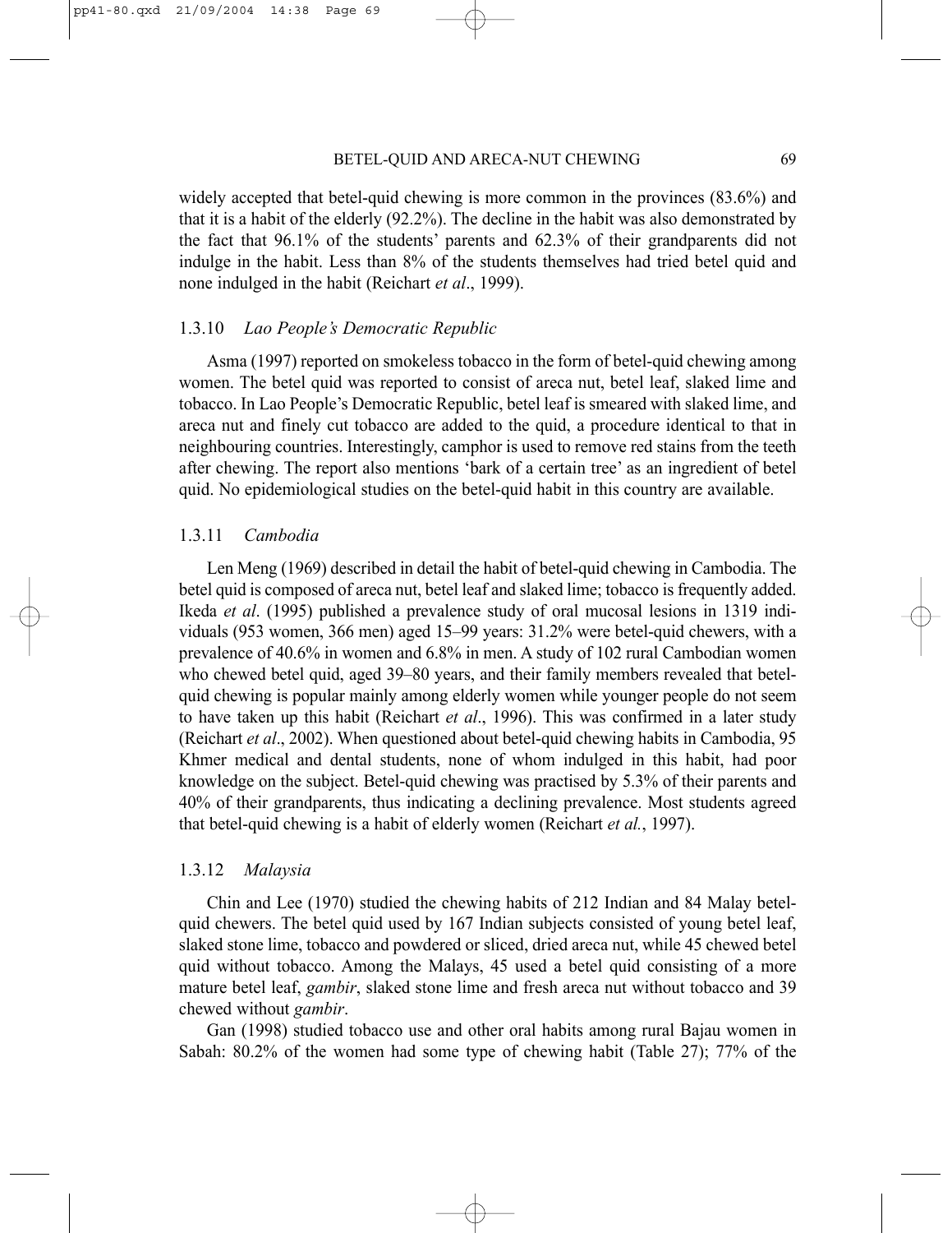widely accepted that betel-quid chewing is more common in the provinces (83.6%) and that it is a habit of the elderly (92.2%). The decline in the habit was also demonstrated by the fact that 96.1% of the students' parents and 62.3% of their grandparents did not indulge in the habit. Less than 8% of the students themselves had tried betel quid and none indulged in the habit (Reichart *et al*., 1999).

### 1.3.10 *Lao People's Democratic Republic*

Asma (1997) reported on smokeless tobacco in the form of betel-quid chewing among women. The betel quid was reported to consist of areca nut, betel leaf, slaked lime and tobacco. In Lao People's Democratic Republic, betel leaf is smeared with slaked lime, and areca nut and finely cut tobacco are added to the quid, a procedure identical to that in neighbouring countries. Interestingly, camphor is used to remove red stains from the teeth after chewing. The report also mentions 'bark of a certain tree' as an ingredient of betel quid. No epidemiological studies on the betel-quid habit in this country are available.

### 1.3.11 *Cambodia*

Len Meng (1969) described in detail the habit of betel-quid chewing in Cambodia. The betel quid is composed of areca nut, betel leaf and slaked lime; tobacco is frequently added. Ikeda *et al*. (1995) published a prevalence study of oral mucosal lesions in 1319 individuals (953 women, 366 men) aged 15–99 years: 31.2% were betel-quid chewers, with a prevalence of 40.6% in women and 6.8% in men. A study of 102 rural Cambodian women who chewed betel quid, aged 39–80 years, and their family members revealed that betel-quid chewing is popular mainly among elderly women while younger people do not seem to have taken up this habit (Reichart *et al*., 1996). This was confirmed in a later study (Reichart *et al*., 2002). When questioned about betel-quid chewing habits in Cambodia, 95 Khmer medical and dental students, none of whom indulged in this habit, had poor knowledge on the subject. Betel-quid chewing was practised by 5.3% of their parents and 40% of their grandparents, thus indicating a declining prevalence. Most students agreed that betel-quid chewing is a habit of elderly women (Reichart *et al.*, 1997).

### 1.3.12 *Malaysia*

Chin and Lee (1970) studied the chewing habits of 212 Indian and 84 Malay betel-quid chewers. The betel quid used by 167 Indian subjects consisted of young betel leaf, slaked stone lime, tobacco and powdered or sliced, dried areca nut, while 45 chewed betel quid without tobacco. Among the Malays, 45 used a betel quid consisting of a more mature betel leaf, *gambir*, slaked stone lime and fresh areca nut without tobacco and 39 chewed without *gambir*.

Gan (1998) studied tobacco use and other oral habits among rural Bajau women in Sabah: 80.2% of the women had some type of chewing habit (Table 27); 77% of the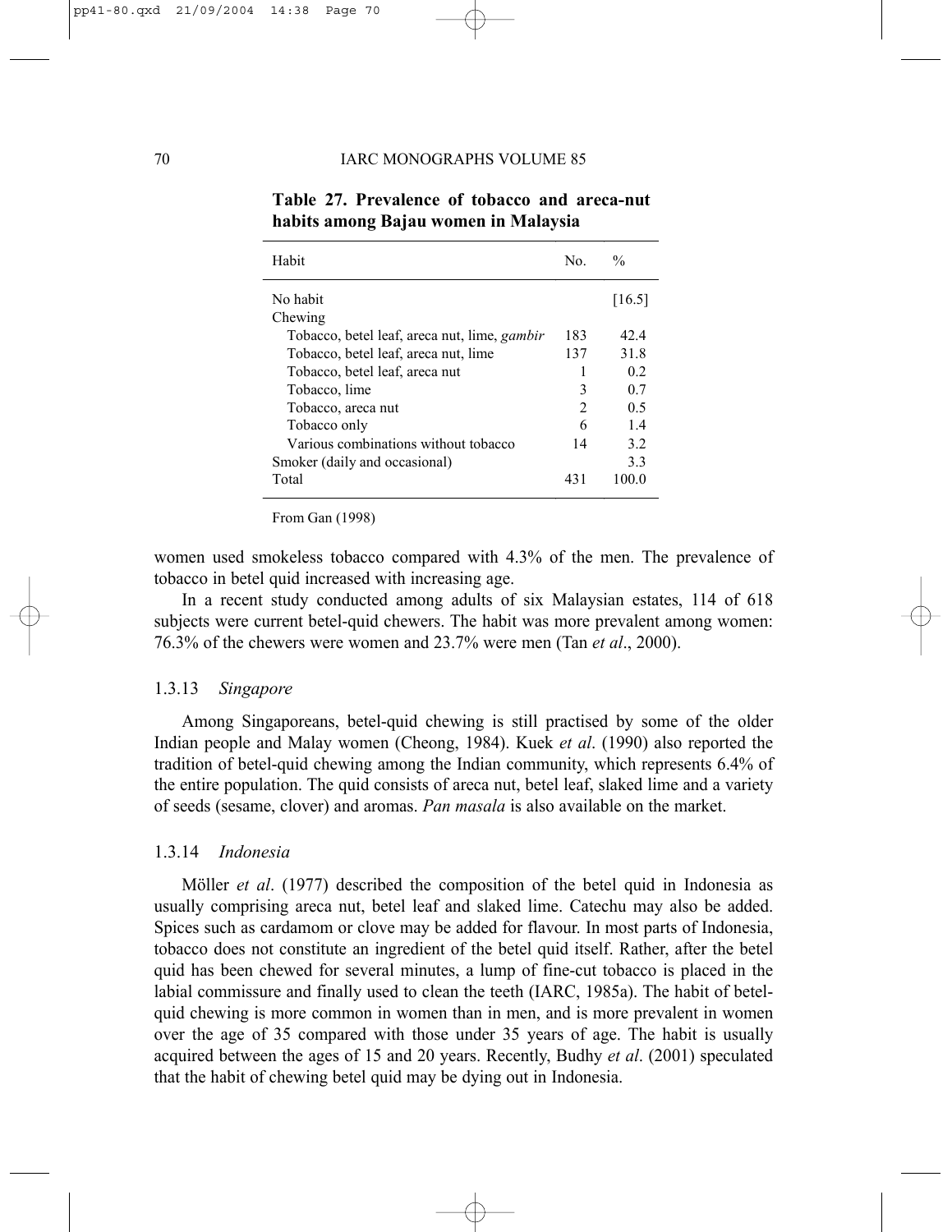**Table 27. Prevalence of tobacco and areca-nut habits among Bajau women in Malaysia**

| Habit | No. | % |
|---|---|---|
| No habit | | [16.5] |
| Chewing | | |
| Tobacco, betel leaf, areca nut, lime, *gambir* | 183 | 42.4 |
| Tobacco, betel leaf, areca nut, lime | 137 | 31.8 |
| Tobacco, betel leaf, areca nut | 1 | 0.2 |
| Tobacco, lime | 3 | 0.7 |
| Tobacco, areca nut | 2 | 0.5 |
| Tobacco only | 6 | 1.4 |
| Various combinations without tobacco | 14 | 3.2 |
| Smoker (daily and occasional) | | 3.3 |
| Total | 431 | 100.0 |

From Gan (1998)

women used smokeless tobacco compared with 4.3% of the men. The prevalence of tobacco in betel quid increased with increasing age.

In a recent study conducted among adults of six Malaysian estates, 114 of 618 subjects were current betel-quid chewers. The habit was more prevalent among women: 76.3% of the chewers were women and 23.7% were men (Tan *et al*., 2000).

### 1.3.13 *Singapore*

Among Singaporeans, betel-quid chewing is still practised by some of the older Indian people and Malay women (Cheong, 1984). Kuek *et al*. (1990) also reported the tradition of betel-quid chewing among the Indian community, which represents 6.4% of the entire population. The quid consists of areca nut, betel leaf, slaked lime and a variety of seeds (sesame, clover) and aromas. *Pan masala* is also available on the market.

### 1.3.14 *Indonesia*

Möller *et al*. (1977) described the composition of the betel quid in Indonesia as usually comprising areca nut, betel leaf and slaked lime. Catechu may also be added. Spices such as cardamom or clove may be added for flavour. In most parts of Indonesia, tobacco does not constitute an ingredient of the betel quid itself. Rather, after the betel quid has been chewed for several minutes, a lump of fine-cut tobacco is placed in the labial commissure and finally used to clean the teeth (IARC, 1985a). The habit of betel-quid chewing is more common in women than in men, and is more prevalent in women over the age of 35 compared with those under 35 years of age. The habit is usually acquired between the ages of 15 and 20 years. Recently, Budhy *et al*. (2001) speculated that the habit of chewing betel quid may be dying out in Indonesia.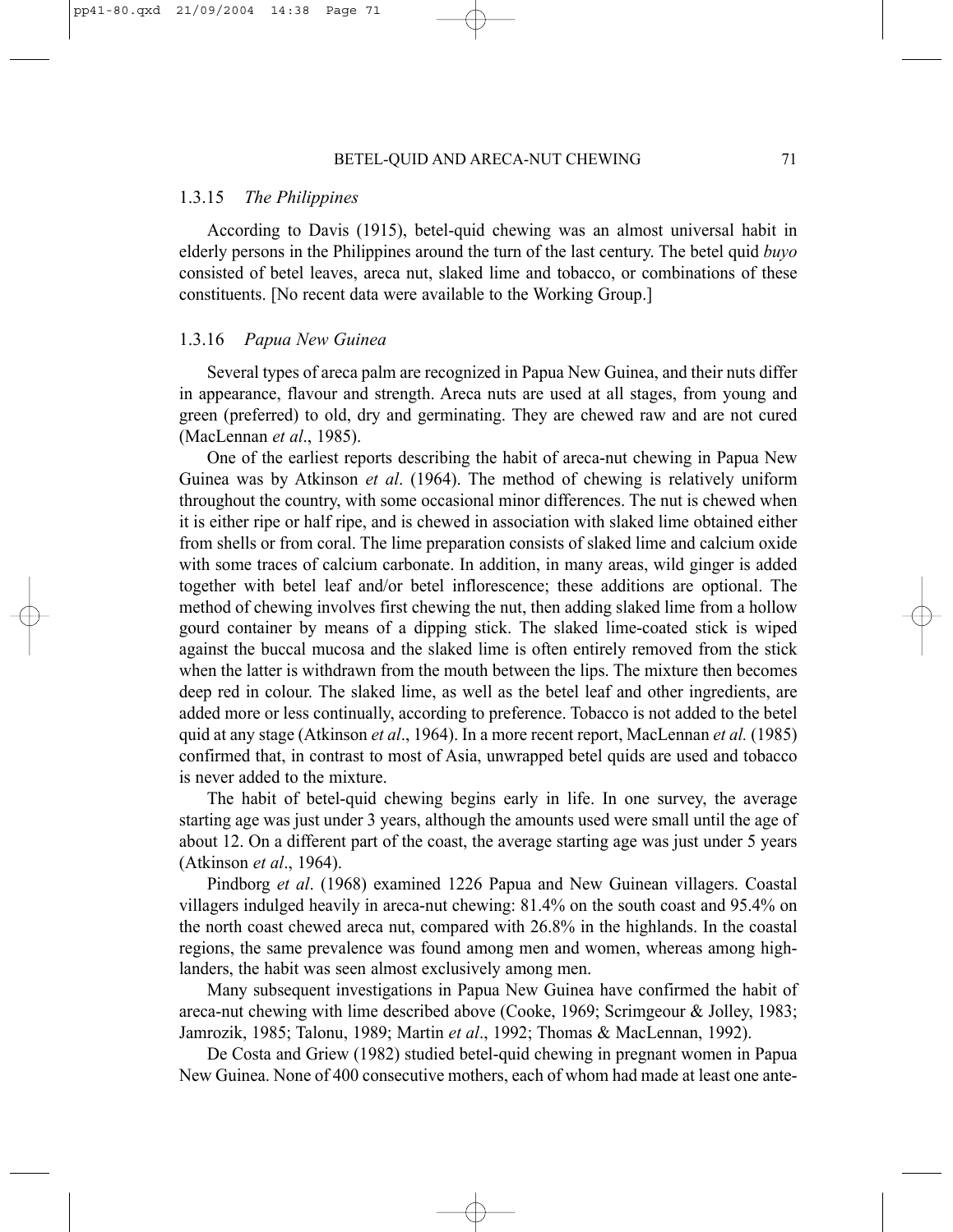### 1.3.15 *The Philippines*

According to Davis (1915), betel-quid chewing was an almost universal habit in elderly persons in the Philippines around the turn of the last century. The betel quid *buyo* consisted of betel leaves, areca nut, slaked lime and tobacco, or combinations of these constituents. [No recent data were available to the Working Group.]

### 1.3.16 *Papua New Guinea*

Several types of areca palm are recognized in Papua New Guinea, and their nuts differ in appearance, flavour and strength. Areca nuts are used at all stages, from young and green (preferred) to old, dry and germinating. They are chewed raw and are not cured (MacLennan *et al*., 1985).

One of the earliest reports describing the habit of areca-nut chewing in Papua New Guinea was by Atkinson *et al*. (1964). The method of chewing is relatively uniform throughout the country, with some occasional minor differences. The nut is chewed when it is either ripe or half ripe, and is chewed in association with slaked lime obtained either from shells or from coral. The lime preparation consists of slaked lime and calcium oxide with some traces of calcium carbonate. In addition, in many areas, wild ginger is added together with betel leaf and/or betel inflorescence; these additions are optional. The method of chewing involves first chewing the nut, then adding slaked lime from a hollow gourd container by means of a dipping stick. The slaked lime-coated stick is wiped against the buccal mucosa and the slaked lime is often entirely removed from the stick when the latter is withdrawn from the mouth between the lips. The mixture then becomes deep red in colour. The slaked lime, as well as the betel leaf and other ingredients, are added more or less continually, according to preference. Tobacco is not added to the betel quid at any stage (Atkinson *et al*., 1964). In a more recent report, MacLennan *et al.* (1985) confirmed that, in contrast to most of Asia, unwrapped betel quids are used and tobacco is never added to the mixture.

The habit of betel-quid chewing begins early in life. In one survey, the average starting age was just under 3 years, although the amounts used were small until the age of about 12. On a different part of the coast, the average starting age was just under 5 years (Atkinson *et al*., 1964).

Pindborg *et al*. (1968) examined 1226 Papua and New Guinean villagers. Coastal villagers indulged heavily in areca-nut chewing: 81.4% on the south coast and 95.4% on the north coast chewed areca nut, compared with 26.8% in the highlands. In the coastal regions, the same prevalence was found among men and women, whereas among highlanders, the habit was seen almost exclusively among men.

Many subsequent investigations in Papua New Guinea have confirmed the habit of areca-nut chewing with lime described above (Cooke, 1969; Scrimgeour & Jolley, 1983; Jamrozik, 1985; Talonu, 1989; Martin *et al*., 1992; Thomas & MacLennan, 1992).

De Costa and Griew (1982) studied betel-quid chewing in pregnant women in Papua New Guinea. None of 400 consecutive mothers, each of whom had made at least one ante-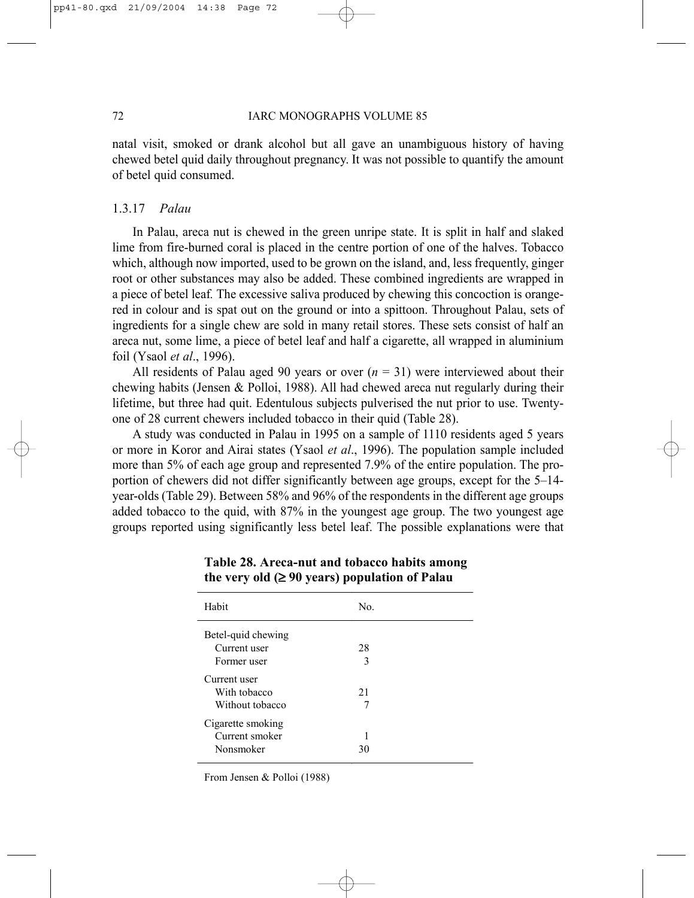natal visit, smoked or drank alcohol but all gave an unambiguous history of having chewed betel quid daily throughout pregnancy. It was not possible to quantify the amount of betel quid consumed.

### 1.3.17 *Palau*

In Palau, areca nut is chewed in the green unripe state. It is split in half and slaked lime from fire-burned coral is placed in the centre portion of one of the halves. Tobacco which, although now imported, used to be grown on the island, and, less frequently, ginger root or other substances may also be added. These combined ingredients are wrapped in a piece of betel leaf. The excessive saliva produced by chewing this concoction is orange-red in colour and is spat out on the ground or into a spittoon. Throughout Palau, sets of ingredients for a single chew are sold in many retail stores. These sets consist of half an areca nut, some lime, a piece of betel leaf and half a cigarette, all wrapped in aluminium foil (Ysaol *et al*., 1996).

All residents of Palau aged 90 years or over ($n = 31$) were interviewed about their chewing habits (Jensen & Polloi, 1988). All had chewed areca nut regularly during their lifetime, but three had quit. Edentulous subjects pulverised the nut prior to use. Twenty-one of 28 current chewers included tobacco in their quid (Table 28).

A study was conducted in Palau in 1995 on a sample of 1110 residents aged 5 years or more in Koror and Airai states (Ysaol *et al*., 1996). The population sample included more than 5% of each age group and represented 7.9% of the entire population. The proportion of chewers did not differ significantly between age groups, except for the 5–14-year-olds (Table 29). Between 58% and 96% of the respondents in the different age groups added tobacco to the quid, with 87% in the youngest age group. The two youngest age groups reported using significantly less betel leaf. The possible explanations were that

**Table 28. Areca-nut and tobacco habits among the very old (≥ 90 years) population of Palau**

| Habit | No. |
|---|---|
| Betel-quid chewing | |
| Current user | 28 |
| Former user | 3 |
| Current user | |
| With tobacco | 21 |
| Without tobacco | 7 |
| Cigarette smoking | |
| Current smoker | 1 |
| Nonsmoker | 30 |

From Jensen & Polloi (1988)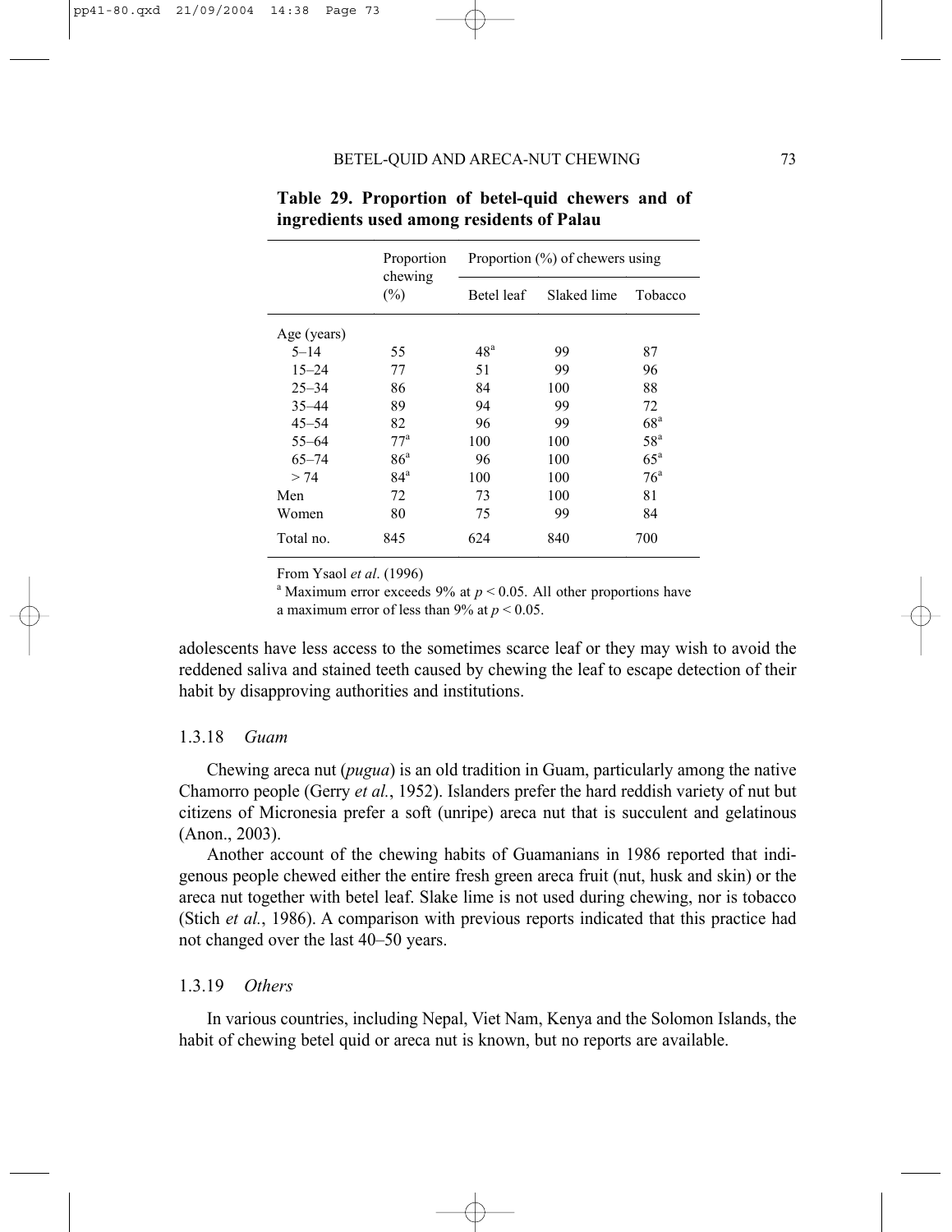**Table 29. Proportion of betel-quid chewers and of ingredients used among residents of Palau**

| | Proportion chewing (%) | Proportion (%) of chewers using | | |
|---|---|---|---|---|
| | | Betel leaf | Slaked lime | Tobacco |
| Age (years) | | | | |
| 5–14 | 55 | 48[a] | 99 | 87 |
| 15–24 | 77 | 51 | 99 | 96 |
| 25–34 | 86 | 84 | 100 | 88 |
| 35–44 | 89 | 94 | 99 | 72 |
| 45–54 | 82 | 96 | 99 | 68[a] |
| 55–64 | 77[a] | 100 | 100 | 58[a] |
| 65–74 | 86[a] | 96 | 100 | 65[a] |
| > 74 | 84[a] | 100 | 100 | 76[a] |
| Men | 72 | 73 | 100 | 81 |
| Women | 80 | 75 | 99 | 84 |
| Total no. | 845 | 624 | 840 | 700 |

From Ysaol *et al*. (1996)

[a] Maximum error exceeds 9% at $p < 0.05$. All other proportions have a maximum error of less than 9% at $p < 0.05$.

adolescents have less access to the sometimes scarce leaf or they may wish to avoid the reddened saliva and stained teeth caused by chewing the leaf to escape detection of their habit by disapproving authorities and institutions.

### 1.3.18 *Guam*

Chewing areca nut (*pugua*) is an old tradition in Guam, particularly among the native Chamorro people (Gerry *et al.*, 1952). Islanders prefer the hard reddish variety of nut but citizens of Micronesia prefer a soft (unripe) areca nut that is succulent and gelatinous (Anon., 2003).

Another account of the chewing habits of Guamanians in 1986 reported that indigenous people chewed either the entire fresh green areca fruit (nut, husk and skin) or the areca nut together with betel leaf. Slake lime is not used during chewing, nor is tobacco (Stich *et al.*, 1986). A comparison with previous reports indicated that this practice had not changed over the last 40–50 years.

### 1.3.19 *Others*

In various countries, including Nepal, Viet Nam, Kenya and the Solomon Islands, the habit of chewing betel quid or areca nut is known, but no reports are available.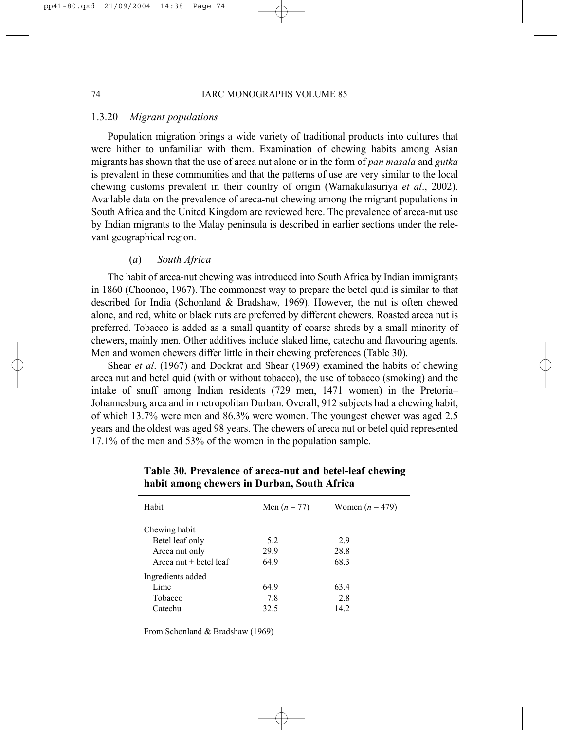### 1.3.20 *Migrant populations*

Population migration brings a wide variety of traditional products into cultures that were hither to unfamiliar with them. Examination of chewing habits among Asian migrants has shown that the use of areca nut alone or in the form of *pan masala* and *gutka* is prevalent in these communities and that the patterns of use are very similar to the local chewing customs prevalent in their country of origin (Warnakulasuriya *et al*., 2002). Available data on the prevalence of areca-nut chewing among the migrant populations in South Africa and the United Kingdom are reviewed here. The prevalence of areca-nut use by Indian migrants to the Malay peninsula is described in earlier sections under the relevant geographical region.

#### (*a*) *South Africa*

The habit of areca-nut chewing was introduced into South Africa by Indian immigrants in 1860 (Choonoo, 1967). The commonest way to prepare the betel quid is similar to that described for India (Schonland & Bradshaw, 1969). However, the nut is often chewed alone, and red, white or black nuts are preferred by different chewers. Roasted areca nut is preferred. Tobacco is added as a small quantity of coarse shreds by a small minority of chewers, mainly men. Other additives include slaked lime, catechu and flavouring agents. Men and women chewers differ little in their chewing preferences (Table 30).

Shear *et al*. (1967) and Dockrat and Shear (1969) examined the habits of chewing areca nut and betel quid (with or without tobacco), the use of tobacco (smoking) and the intake of snuff among Indian residents (729 men, 1471 women) in the Pretoria–Johannesburg area and in metropolitan Durban. Overall, 912 subjects had a chewing habit, of which 13.7% were men and 86.3% were women. The youngest chewer was aged 2.5 years and the oldest was aged 98 years. The chewers of areca nut or betel quid represented 17.1% of the men and 53% of the women in the population sample.

**Table 30. Prevalence of areca-nut and betel-leaf chewing habit among chewers in Durban, South Africa**

| Habit | Men ($n = 77$) | Women ($n = 479$) |
|---|---|---|
| Chewing habit | | |
| Betel leaf only | 5.2 | 2.9 |
| Areca nut only | 29.9 | 28.8 |
| Areca nut + betel leaf | 64.9 | 68.3 |
| Ingredients added | | |
| Lime | 64.9 | 63.4 |
| Tobacco | 7.8 | 2.8 |
| Catechu | 32.5 | 14.2 |

From Schonland & Bradshaw (1969)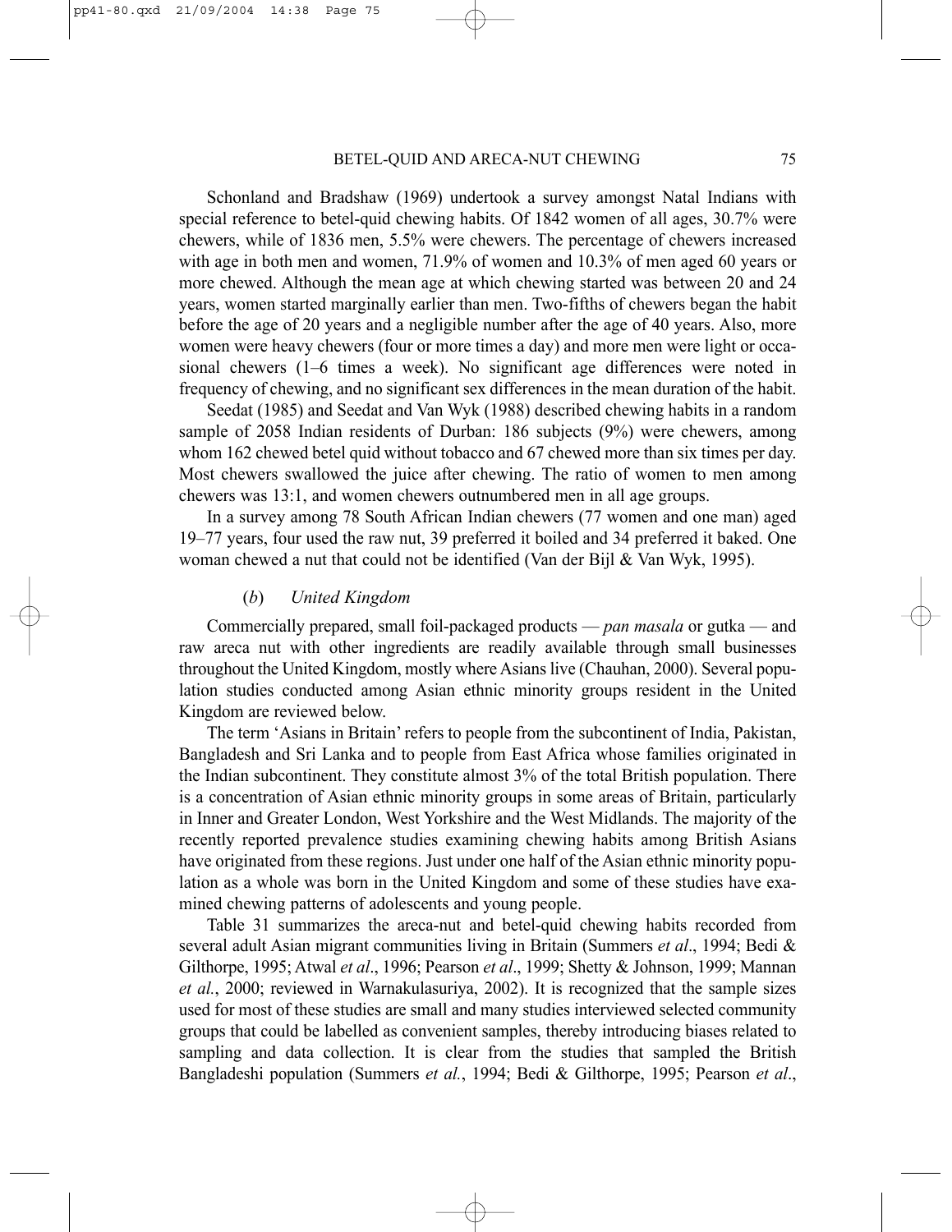Schonland and Bradshaw (1969) undertook a survey amongst Natal Indians with special reference to betel-quid chewing habits. Of 1842 women of all ages, 30.7% were chewers, while of 1836 men, 5.5% were chewers. The percentage of chewers increased with age in both men and women, 71.9% of women and 10.3% of men aged 60 years or more chewed. Although the mean age at which chewing started was between 20 and 24 years, women started marginally earlier than men. Two-fifths of chewers began the habit before the age of 20 years and a negligible number after the age of 40 years. Also, more women were heavy chewers (four or more times a day) and more men were light or occasional chewers (1–6 times a week). No significant age differences were noted in frequency of chewing, and no significant sex differences in the mean duration of the habit.

Seedat (1985) and Seedat and Van Wyk (1988) described chewing habits in a random sample of 2058 Indian residents of Durban: 186 subjects (9%) were chewers, among whom 162 chewed betel quid without tobacco and 67 chewed more than six times per day. Most chewers swallowed the juice after chewing. The ratio of women to men among chewers was 13:1, and women chewers outnumbered men in all age groups.

In a survey among 78 South African Indian chewers (77 women and one man) aged 19–77 years, four used the raw nut, 39 preferred it boiled and 34 preferred it baked. One woman chewed a nut that could not be identified (Van der Bijl & Van Wyk, 1995).

### (*b*) *United Kingdom*

Commercially prepared, small foil-packaged products — *pan masala* or gutka — and raw areca nut with other ingredients are readily available through small businesses throughout the United Kingdom, mostly where Asians live (Chauhan, 2000). Several population studies conducted among Asian ethnic minority groups resident in the United Kingdom are reviewed below.

The term 'Asians in Britain' refers to people from the subcontinent of India, Pakistan, Bangladesh and Sri Lanka and to people from East Africa whose families originated in the Indian subcontinent. They constitute almost 3% of the total British population. There is a concentration of Asian ethnic minority groups in some areas of Britain, particularly in Inner and Greater London, West Yorkshire and the West Midlands. The majority of the recently reported prevalence studies examining chewing habits among British Asians have originated from these regions. Just under one half of the Asian ethnic minority population as a whole was born in the United Kingdom and some of these studies have examined chewing patterns of adolescents and young people.

Table 31 summarizes the areca-nut and betel-quid chewing habits recorded from several adult Asian migrant communities living in Britain (Summers *et al*., 1994; Bedi & Gilthorpe, 1995; Atwal *et al*., 1996; Pearson *et al*., 1999; Shetty & Johnson, 1999; Mannan *et al.*, 2000; reviewed in Warnakulasuriya, 2002). It is recognized that the sample sizes used for most of these studies are small and many studies interviewed selected community groups that could be labelled as convenient samples, thereby introducing biases related to sampling and data collection. It is clear from the studies that sampled the British Bangladeshi population (Summers *et al.*, 1994; Bedi & Gilthorpe, 1995; Pearson *et al*.,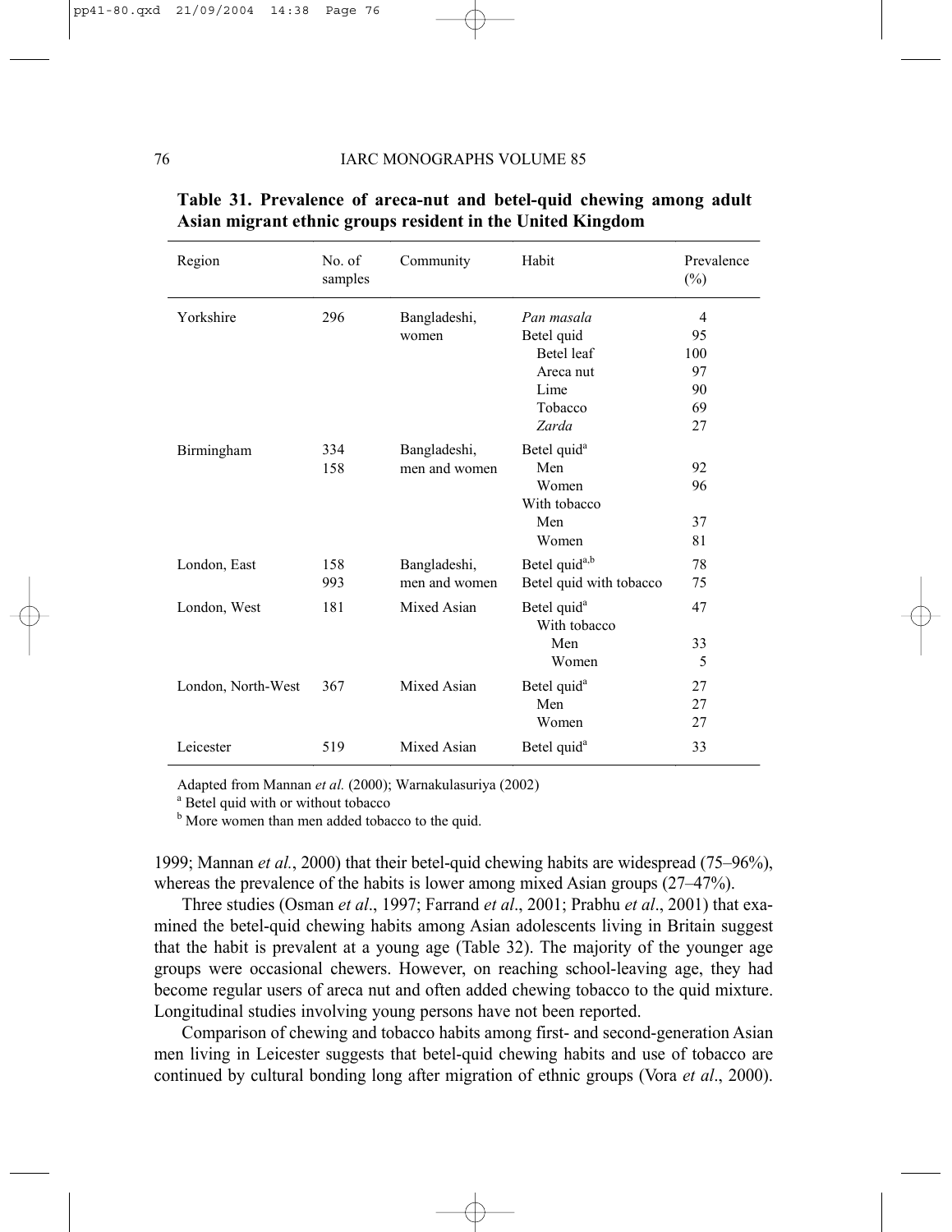**Table 31. Prevalence of areca-nut and betel-quid chewing among adult Asian migrant ethnic groups resident in the United Kingdom**

| Region | No. of samples | Community | Habit | Prevalence (%) |
|---|---|---|---|---|
| Yorkshire | 296 | Bangladeshi, women | *Pan masala* | 4 |
| | | | Betel quid | 95 |
| | | | Betel leaf | 100 |
| | | | Areca nut | 97 |
| | | | Lime | 90 |
| | | | Tobacco | 69 |
| | | | *Zarda* | 27 |
| Birmingham | 334 | Bangladeshi, men and women | Betel quid[a] | |
| | 158 | | Men | 92 |
| | | | Women | 96 |
| | | | With tobacco | |
| | | | Men | 37 |
| | | | Women | 81 |
| London, East | 158 | Bangladeshi, men and women | Betel quid[a,b] | 78 |
| | 993 | | Betel quid with tobacco | 75 |
| London, West | 181 | Mixed Asian | Betel quid[a] | 47 |
| | | | With tobacco | |
| | | | Men | 33 |
| | | | Women | 5 |
| London, North-West | 367 | Mixed Asian | Betel quid[a] | 27 |
| | | | Men | 27 |
| | | | Women | 27 |
| Leicester | 519 | Mixed Asian | Betel quid[a] | 33 |

Adapted from Mannan *et al.* (2000); Warnakulasuriya (2002)
[a] Betel quid with or without tobacco
[b] More women than men added tobacco to the quid.

1999; Mannan *et al.*, 2000) that their betel-quid chewing habits are widespread (75–96%), whereas the prevalence of the habits is lower among mixed Asian groups (27–47%).

Three studies (Osman *et al*., 1997; Farrand *et al*., 2001; Prabhu *et al*., 2001) that examined the betel-quid chewing habits among Asian adolescents living in Britain suggest that the habit is prevalent at a young age (Table 32). The majority of the younger age groups were occasional chewers. However, on reaching school-leaving age, they had become regular users of areca nut and often added chewing tobacco to the quid mixture. Longitudinal studies involving young persons have not been reported.

Comparison of chewing and tobacco habits among first- and second-generation Asian men living in Leicester suggests that betel-quid chewing habits and use of tobacco are continued by cultural bonding long after migration of ethnic groups (Vora *et al*., 2000).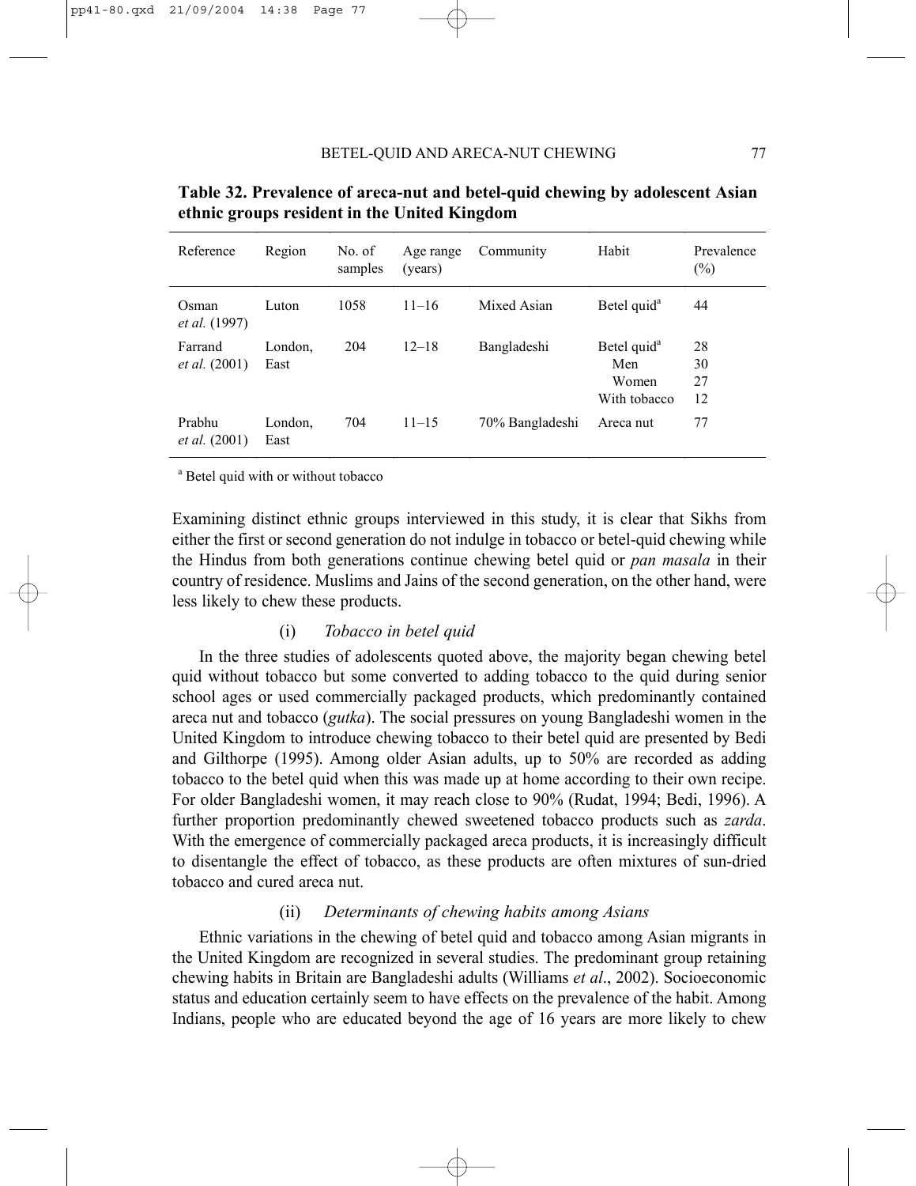**Table 32. Prevalence of areca-nut and betel-quid chewing by adolescent Asian ethnic groups resident in the United Kingdom**

| Reference | Region | No. of samples | Age range (years) | Community | Habit | Prevalence (%) |
|---|---|---|---|---|---|---|
| Osman *et al.* (1997) | Luton | 1058 | 11–16 | Mixed Asian | Betel quid[a] | 44 |
| Farrand *et al.* (2001) | London, East | 204 | 12–18 | Bangladeshi | Betel quid[a] | 28 |
| | | | | | Men | 30 |
| | | | | | Women | 27 |
| | | | | | With tobacco | 12 |
| Prabhu *et al.* (2001) | London, East | 704 | 11–15 | 70% Bangladeshi | Areca nut | 77 |

[a] Betel quid with or without tobacco

Examining distinct ethnic groups interviewed in this study, it is clear that Sikhs from either the first or second generation do not indulge in tobacco or betel-quid chewing while the Hindus from both generations continue chewing betel quid or *pan masala* in their country of residence. Muslims and Jains of the second generation, on the other hand, were less likely to chew these products.

#### (i) *Tobacco in betel quid*

In the three studies of adolescents quoted above, the majority began chewing betel quid without tobacco but some converted to adding tobacco to the quid during senior school ages or used commercially packaged products, which predominantly contained areca nut and tobacco (*gutka*). The social pressures on young Bangladeshi women in the United Kingdom to introduce chewing tobacco to their betel quid are presented by Bedi and Gilthorpe (1995). Among older Asian adults, up to 50% are recorded as adding tobacco to the betel quid when this was made up at home according to their own recipe. For older Bangladeshi women, it may reach close to 90% (Rudat, 1994; Bedi, 1996). A further proportion predominantly chewed sweetened tobacco products such as *zarda*. With the emergence of commercially packaged areca products, it is increasingly difficult to disentangle the effect of tobacco, as these products are often mixtures of sun-dried tobacco and cured areca nut.

#### (ii) *Determinants of chewing habits among Asians*

Ethnic variations in the chewing of betel quid and tobacco among Asian migrants in the United Kingdom are recognized in several studies. The predominant group retaining chewing habits in Britain are Bangladeshi adults (Williams *et al*., 2002). Socioeconomic status and education certainly seem to have effects on the prevalence of the habit. Among Indians, people who are educated beyond the age of 16 years are more likely to chew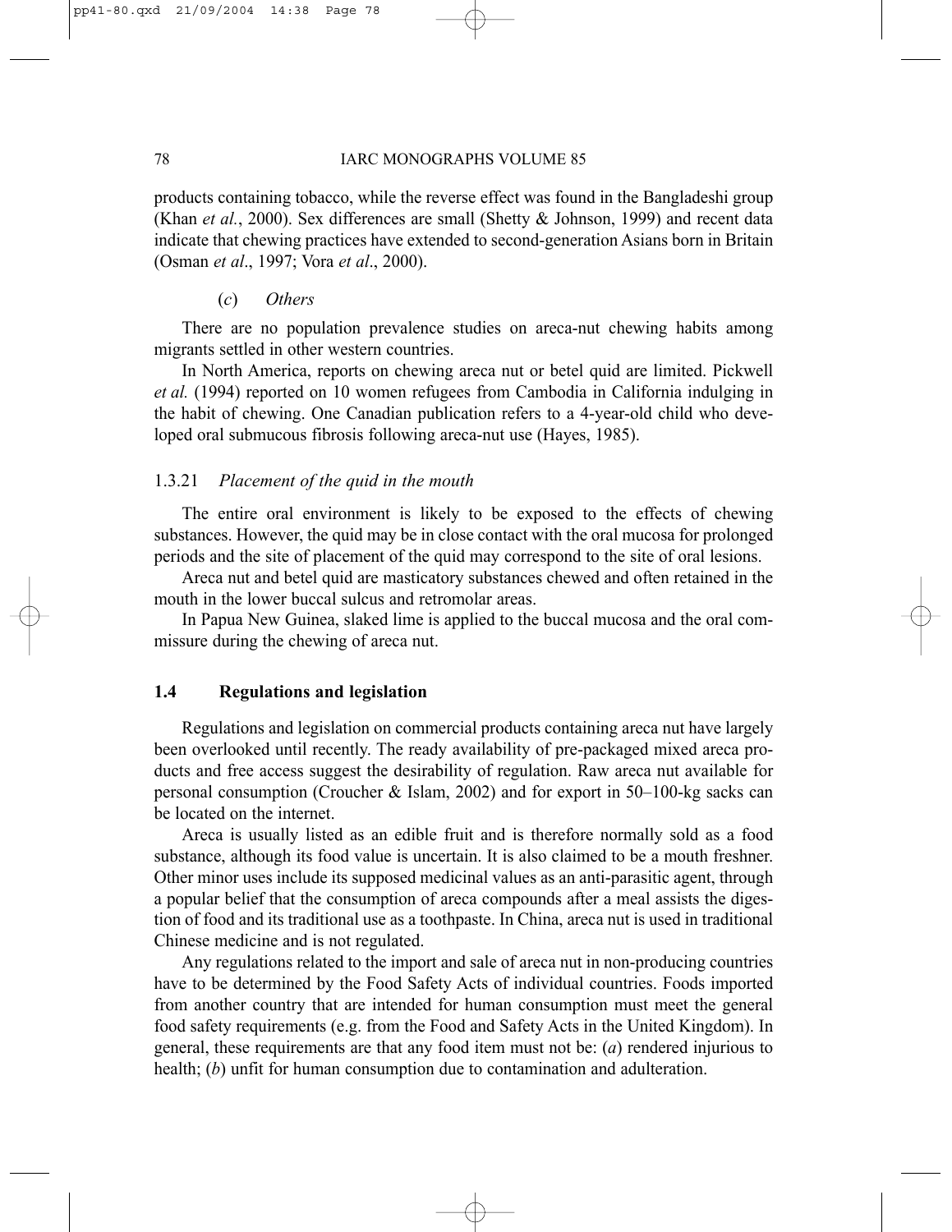products containing tobacco, while the reverse effect was found in the Bangladeshi group (Khan *et al.*, 2000). Sex differences are small (Shetty & Johnson, 1999) and recent data indicate that chewing practices have extended to second-generation Asians born in Britain (Osman *et al*., 1997; Vora *et al*., 2000).

(*c*) *Others*

There are no population prevalence studies on areca-nut chewing habits among migrants settled in other western countries.

In North America, reports on chewing areca nut or betel quid are limited. Pickwell *et al.* (1994) reported on 10 women refugees from Cambodia in California indulging in the habit of chewing. One Canadian publication refers to a 4-year-old child who developed oral submucous fibrosis following areca-nut use (Hayes, 1985).

### 1.3.21 *Placement of the quid in the mouth*

The entire oral environment is likely to be exposed to the effects of chewing substances. However, the quid may be in close contact with the oral mucosa for prolonged periods and the site of placement of the quid may correspond to the site of oral lesions.

Areca nut and betel quid are masticatory substances chewed and often retained in the mouth in the lower buccal sulcus and retromolar areas.

In Papua New Guinea, slaked lime is applied to the buccal mucosa and the oral commissure during the chewing of areca nut.

## 1.4 Regulations and legislation

Regulations and legislation on commercial products containing areca nut have largely been overlooked until recently. The ready availability of pre-packaged mixed areca products and free access suggest the desirability of regulation. Raw areca nut available for personal consumption (Croucher & Islam, 2002) and for export in 50–100-kg sacks can be located on the internet.

Areca is usually listed as an edible fruit and is therefore normally sold as a food substance, although its food value is uncertain. It is also claimed to be a mouth freshner. Other minor uses include its supposed medicinal values as an anti-parasitic agent, through a popular belief that the consumption of areca compounds after a meal assists the digestion of food and its traditional use as a toothpaste. In China, areca nut is used in traditional Chinese medicine and is not regulated.

Any regulations related to the import and sale of areca nut in non-producing countries have to be determined by the Food Safety Acts of individual countries. Foods imported from another country that are intended for human consumption must meet the general food safety requirements (e.g. from the Food and Safety Acts in the United Kingdom). In general, these requirements are that any food item must not be: (*a*) rendered injurious to health; (*b*) unfit for human consumption due to contamination and adulteration.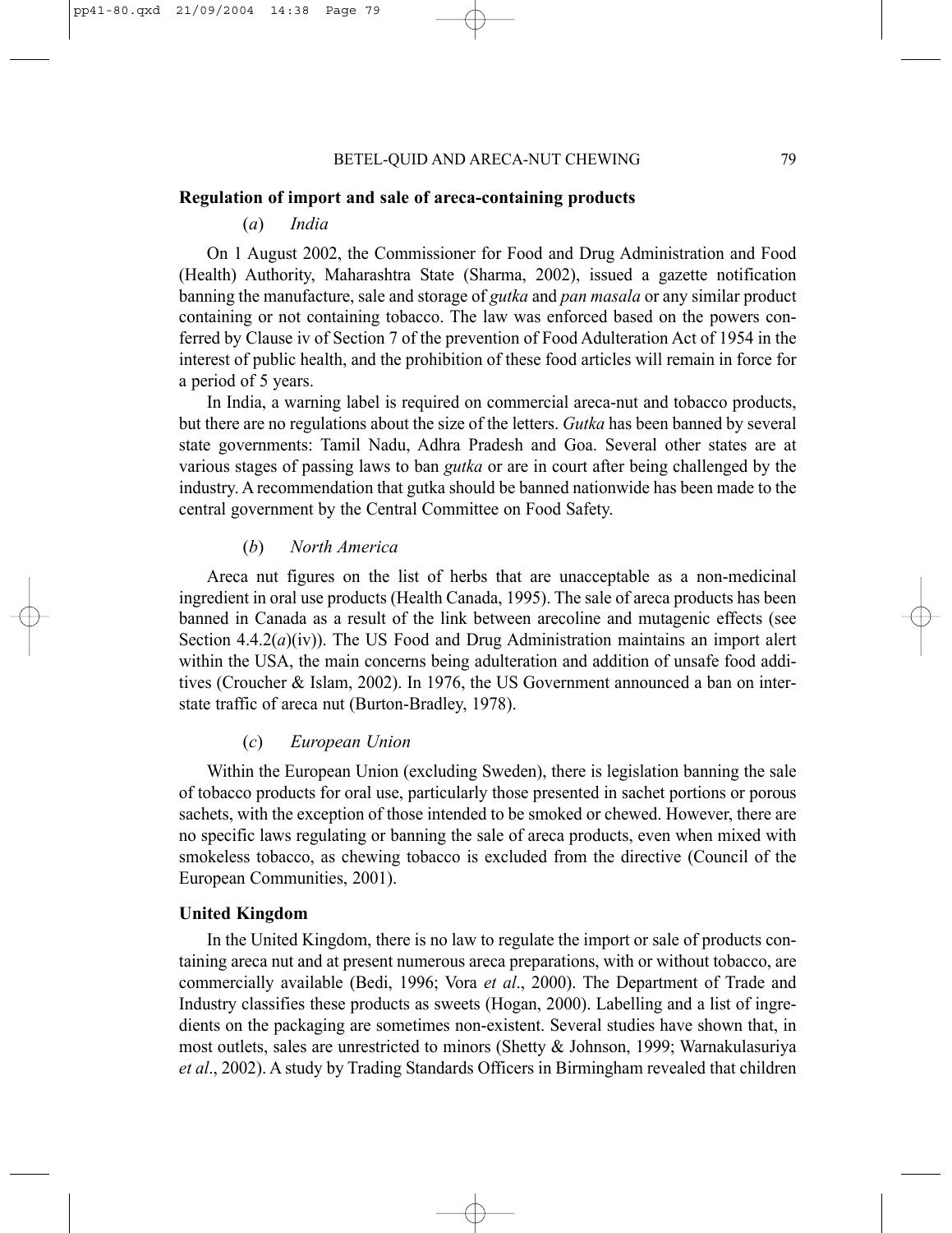## Regulation of import and sale of areca-containing products

### (*a*) *India*

On 1 August 2002, the Commissioner for Food and Drug Administration and Food (Health) Authority, Maharashtra State (Sharma, 2002), issued a gazette notification banning the manufacture, sale and storage of *gutka* and *pan masala* or any similar product containing or not containing tobacco. The law was enforced based on the powers conferred by Clause iv of Section 7 of the prevention of Food Adulteration Act of 1954 in the interest of public health, and the prohibition of these food articles will remain in force for a period of 5 years.

In India, a warning label is required on commercial areca-nut and tobacco products, but there are no regulations about the size of the letters. *Gutka* has been banned by several state governments: Tamil Nadu, Adhra Pradesh and Goa. Several other states are at various stages of passing laws to ban *gutka* or are in court after being challenged by the industry. A recommendation that gutka should be banned nationwide has been made to the central government by the Central Committee on Food Safety.

### (*b*) *North America*

Areca nut figures on the list of herbs that are unacceptable as a non-medicinal ingredient in oral use products (Health Canada, 1995). The sale of areca products has been banned in Canada as a result of the link between arecoline and mutagenic effects (see Section 4.4.2(*a*)(iv)). The US Food and Drug Administration maintains an import alert within the USA, the main concerns being adulteration and addition of unsafe food additives (Croucher & Islam, 2002). In 1976, the US Government announced a ban on inter-state traffic of areca nut (Burton-Bradley, 1978).

### (*c*) *European Union*

Within the European Union (excluding Sweden), there is legislation banning the sale of tobacco products for oral use, particularly those presented in sachet portions or porous sachets, with the exception of those intended to be smoked or chewed. However, there are no specific laws regulating or banning the sale of areca products, even when mixed with smokeless tobacco, as chewing tobacco is excluded from the directive (Council of the European Communities, 2001).

## United Kingdom

In the United Kingdom, there is no law to regulate the import or sale of products containing areca nut and at present numerous areca preparations, with or without tobacco, are commercially available (Bedi, 1996; Vora *et al*., 2000). The Department of Trade and Industry classifies these products as sweets (Hogan, 2000). Labelling and a list of ingredients on the packaging are sometimes non-existent. Several studies have shown that, in most outlets, sales are unrestricted to minors (Shetty & Johnson, 1999; Warnakulasuriya *et al*., 2002). A study by Trading Standards Officers in Birmingham revealed that children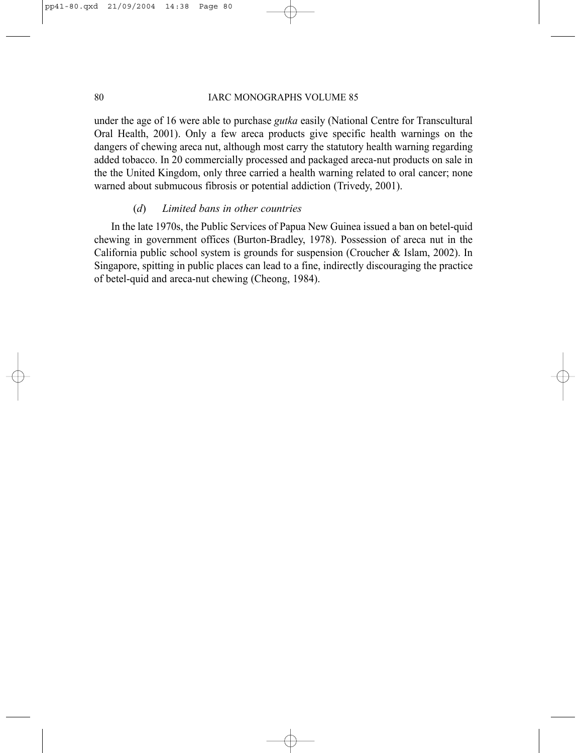under the age of 16 were able to purchase *gutka* easily (National Centre for Transcultural Oral Health, 2001). Only a few areca products give specific health warnings on the dangers of chewing areca nut, although most carry the statutory health warning regarding added tobacco. In 20 commercially processed and packaged areca-nut products on sale in the the United Kingdom, only three carried a health warning related to oral cancer; none warned about submucous fibrosis or potential addiction (Trivedy, 2001).

#### (*d*) *Limited bans in other countries*

In the late 1970s, the Public Services of Papua New Guinea issued a ban on betel-quid chewing in government offices (Burton-Bradley, 1978). Possession of areca nut in the California public school system is grounds for suspension (Croucher & Islam, 2002). In Singapore, spitting in public places can lead to a fine, indirectly discouraging the practice of betel-quid and areca-nut chewing (Cheong, 1984).